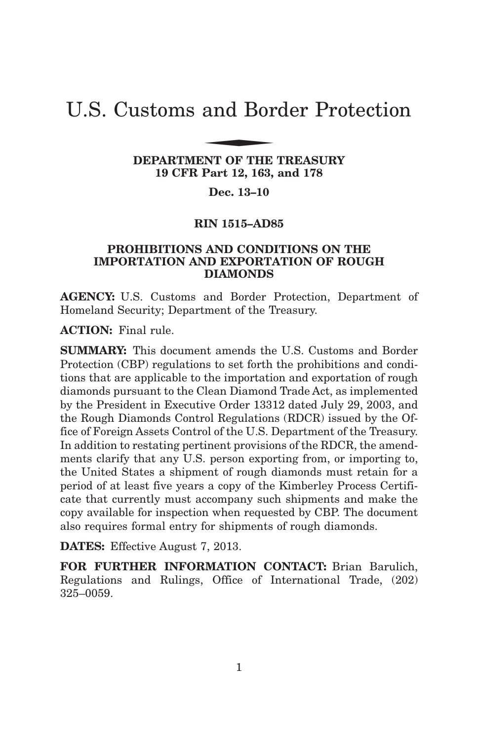# U.S. Customs and Border Protection

**DEPARTMENT OF THE TREASURY**
**19 CFR Part 12, 163, and 178**

**Dec. 13–10**

**RIN 1515–AD85**

**PROHIBITIONS AND CONDITIONS ON THE IMPORTATION AND EXPORTATION OF ROUGH DIAMONDS**

**AGENCY:** U.S. Customs and Border Protection, Department of Homeland Security; Department of the Treasury.

**ACTION:** Final rule.

**SUMMARY:** This document amends the U.S. Customs and Border Protection (CBP) regulations to set forth the prohibitions and conditions that are applicable to the importation and exportation of rough diamonds pursuant to the Clean Diamond Trade Act, as implemented by the President in Executive Order 13312 dated July 29, 2003, and the Rough Diamonds Control Regulations (RDCR) issued by the Office of Foreign Assets Control of the U.S. Department of the Treasury. In addition to restating pertinent provisions of the RDCR, the amendments clarify that any U.S. person exporting from, or importing to, the United States a shipment of rough diamonds must retain for a period of at least five years a copy of the Kimberley Process Certificate that currently must accompany such shipments and make the copy available for inspection when requested by CBP. The document also requires formal entry for shipments of rough diamonds.

**DATES:** Effective August 7, 2013.

**FOR FURTHER INFORMATION CONTACT:** Brian Barulich, Regulations and Rulings, Office of International Trade, (202) 325–0059.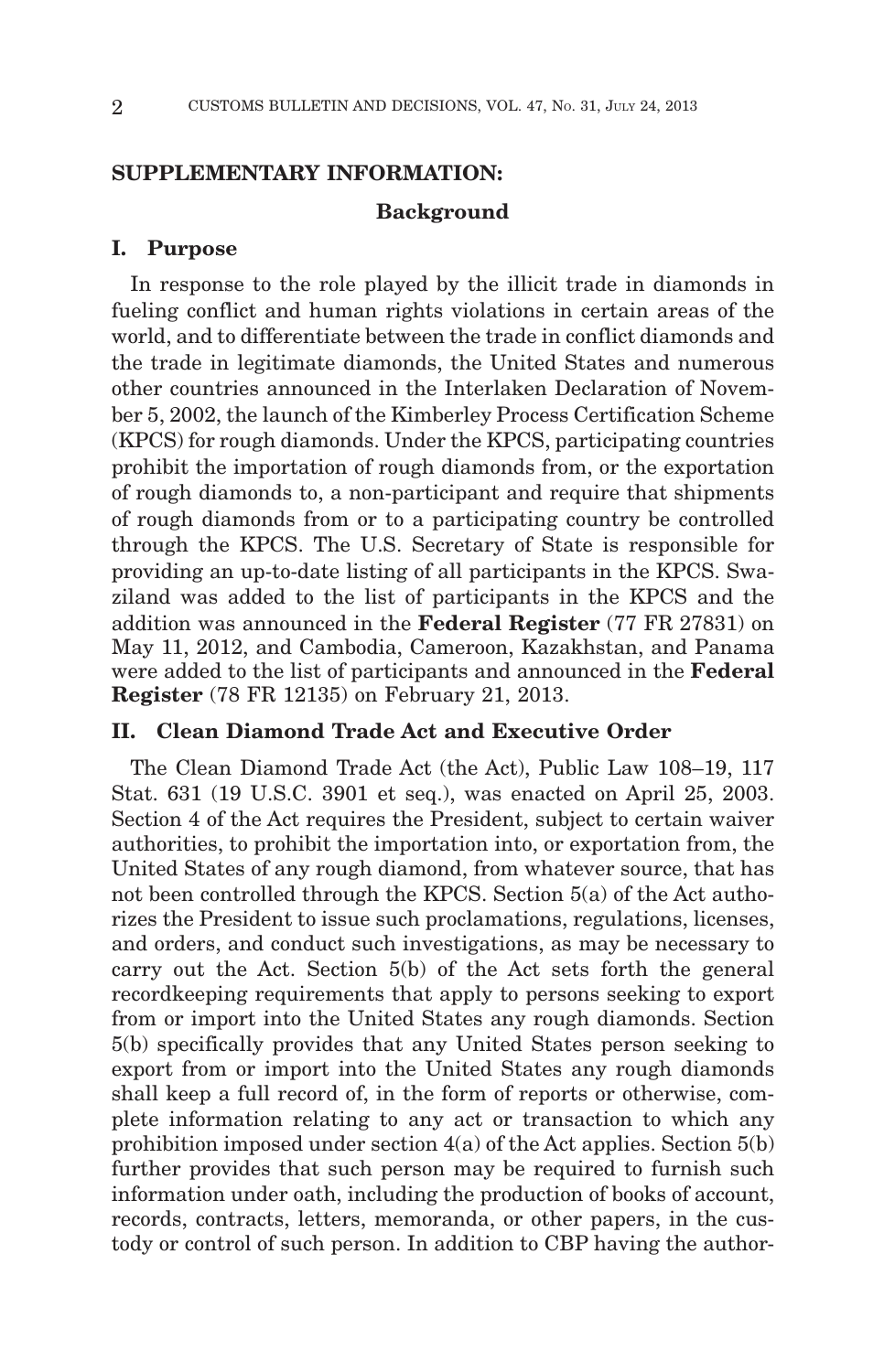## SUPPLEMENTARY INFORMATION:

### Background

### I. Purpose

In response to the role played by the illicit trade in diamonds in fueling conflict and human rights violations in certain areas of the world, and to differentiate between the trade in conflict diamonds and the trade in legitimate diamonds, the United States and numerous other countries announced in the Interlaken Declaration of November 5, 2002, the launch of the Kimberley Process Certification Scheme (KPCS) for rough diamonds. Under the KPCS, participating countries prohibit the importation of rough diamonds from, or the exportation of rough diamonds to, a non-participant and require that shipments of rough diamonds from or to a participating country be controlled through the KPCS. The U.S. Secretary of State is responsible for providing an up-to-date listing of all participants in the KPCS. Swaziland was added to the list of participants in the KPCS and the addition was announced in the **Federal Register** (77 FR 27831) on May 11, 2012, and Cambodia, Cameroon, Kazakhstan, and Panama were added to the list of participants and announced in the **Federal Register** (78 FR 12135) on February 21, 2013.

### II. Clean Diamond Trade Act and Executive Order

The Clean Diamond Trade Act (the Act), Public Law 108–19, 117 Stat. 631 (19 U.S.C. 3901 et seq.), was enacted on April 25, 2003. Section 4 of the Act requires the President, subject to certain waiver authorities, to prohibit the importation into, or exportation from, the United States of any rough diamond, from whatever source, that has not been controlled through the KPCS. Section 5(a) of the Act authorizes the President to issue such proclamations, regulations, licenses, and orders, and conduct such investigations, as may be necessary to carry out the Act. Section 5(b) of the Act sets forth the general recordkeeping requirements that apply to persons seeking to export from or import into the United States any rough diamonds. Section 5(b) specifically provides that any United States person seeking to export from or import into the United States any rough diamonds shall keep a full record of, in the form of reports or otherwise, complete information relating to any act or transaction to which any prohibition imposed under section 4(a) of the Act applies. Section 5(b) further provides that such person may be required to furnish such information under oath, including the production of books of account, records, contracts, letters, memoranda, or other papers, in the custody or control of such person. In addition to CBP having the author-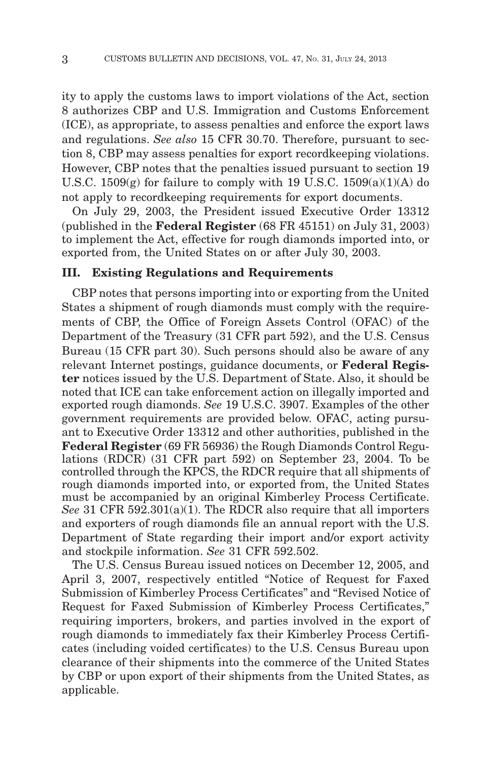ity to apply the customs laws to import violations of the Act, section 8 authorizes CBP and U.S. Immigration and Customs Enforcement (ICE), as appropriate, to assess penalties and enforce the export laws and regulations. *See also* 15 CFR 30.70. Therefore, pursuant to section 8, CBP may assess penalties for export recordkeeping violations. However, CBP notes that the penalties issued pursuant to section 19 U.S.C. 1509(g) for failure to comply with 19 U.S.C. 1509(a)(1)(A) do not apply to recordkeeping requirements for export documents.

On July 29, 2003, the President issued Executive Order 13312 (published in the **Federal Register** (68 FR 45151) on July 31, 2003) to implement the Act, effective for rough diamonds imported into, or exported from, the United States on or after July 30, 2003.

## III. Existing Regulations and Requirements

CBP notes that persons importing into or exporting from the United States a shipment of rough diamonds must comply with the requirements of CBP, the Office of Foreign Assets Control (OFAC) of the Department of the Treasury (31 CFR part 592), and the U.S. Census Bureau (15 CFR part 30). Such persons should also be aware of any relevant Internet postings, guidance documents, or **Federal Register** notices issued by the U.S. Department of State. Also, it should be noted that ICE can take enforcement action on illegally imported and exported rough diamonds. *See* 19 U.S.C. 3907. Examples of the other government requirements are provided below. OFAC, acting pursuant to Executive Order 13312 and other authorities, published in the **Federal Register** (69 FR 56936) the Rough Diamonds Control Regulations (RDCR) (31 CFR part 592) on September 23, 2004. To be controlled through the KPCS, the RDCR require that all shipments of rough diamonds imported into, or exported from, the United States must be accompanied by an original Kimberley Process Certificate. *See* 31 CFR 592.301(a)(1). The RDCR also require that all importers and exporters of rough diamonds file an annual report with the U.S. Department of State regarding their import and/or export activity and stockpile information. *See* 31 CFR 592.502.

The U.S. Census Bureau issued notices on December 12, 2005, and April 3, 2007, respectively entitled "Notice of Request for Faxed Submission of Kimberley Process Certificates" and "Revised Notice of Request for Faxed Submission of Kimberley Process Certificates," requiring importers, brokers, and parties involved in the export of rough diamonds to immediately fax their Kimberley Process Certificates (including voided certificates) to the U.S. Census Bureau upon clearance of their shipments into the commerce of the United States by CBP or upon export of their shipments from the United States, as applicable.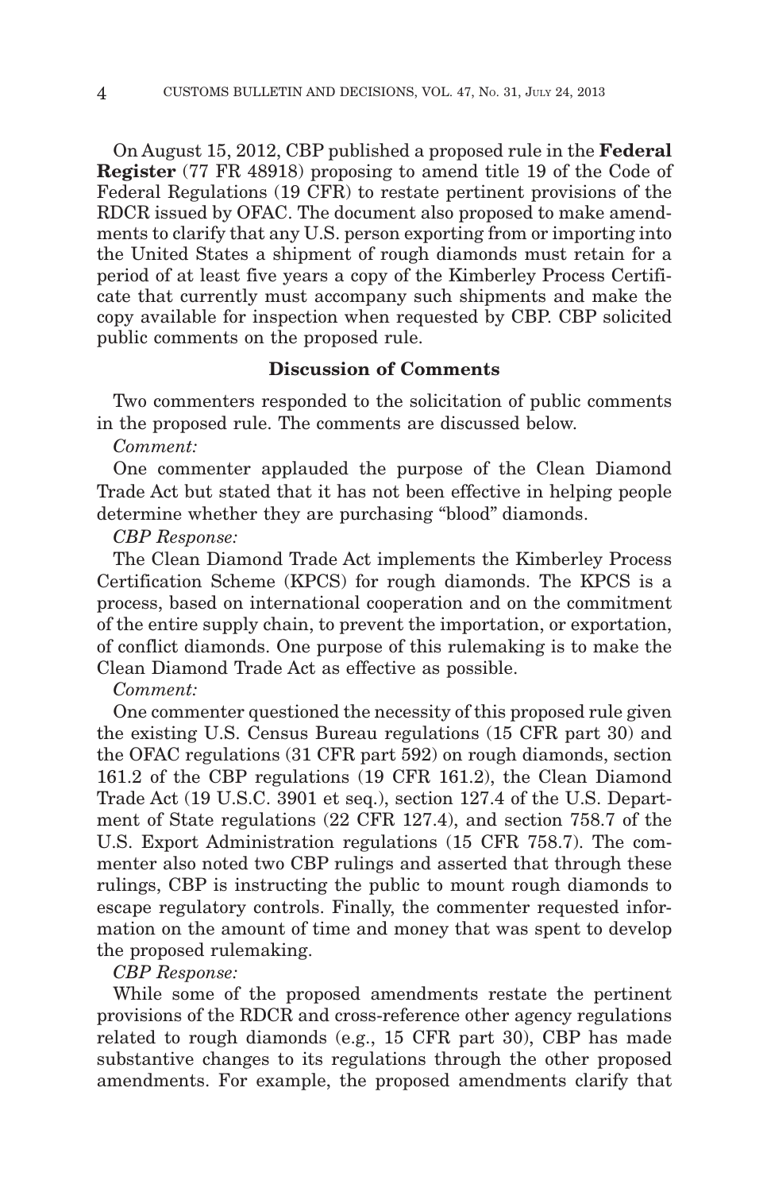On August 15, 2012, CBP published a proposed rule in the **Federal Register** (77 FR 48918) proposing to amend title 19 of the Code of Federal Regulations (19 CFR) to restate pertinent provisions of the RDCR issued by OFAC. The document also proposed to make amendments to clarify that any U.S. person exporting from or importing into the United States a shipment of rough diamonds must retain for a period of at least five years a copy of the Kimberley Process Certificate that currently must accompany such shipments and make the copy available for inspection when requested by CBP. CBP solicited public comments on the proposed rule.

## Discussion of Comments

Two commenters responded to the solicitation of public comments in the proposed rule. The comments are discussed below.

*Comment:*

One commenter applauded the purpose of the Clean Diamond Trade Act but stated that it has not been effective in helping people determine whether they are purchasing "blood" diamonds.

*CBP Response:*

The Clean Diamond Trade Act implements the Kimberley Process Certification Scheme (KPCS) for rough diamonds. The KPCS is a process, based on international cooperation and on the commitment of the entire supply chain, to prevent the importation, or exportation, of conflict diamonds. One purpose of this rulemaking is to make the Clean Diamond Trade Act as effective as possible.

*Comment:*

One commenter questioned the necessity of this proposed rule given the existing U.S. Census Bureau regulations (15 CFR part 30) and the OFAC regulations (31 CFR part 592) on rough diamonds, section 161.2 of the CBP regulations (19 CFR 161.2), the Clean Diamond Trade Act (19 U.S.C. 3901 et seq.), section 127.4 of the U.S. Department of State regulations (22 CFR 127.4), and section 758.7 of the U.S. Export Administration regulations (15 CFR 758.7). The commenter also noted two CBP rulings and asserted that through these rulings, CBP is instructing the public to mount rough diamonds to escape regulatory controls. Finally, the commenter requested information on the amount of time and money that was spent to develop the proposed rulemaking.

*CBP Response:*

While some of the proposed amendments restate the pertinent provisions of the RDCR and cross-reference other agency regulations related to rough diamonds (e.g., 15 CFR part 30), CBP has made substantive changes to its regulations through the other proposed amendments. For example, the proposed amendments clarify that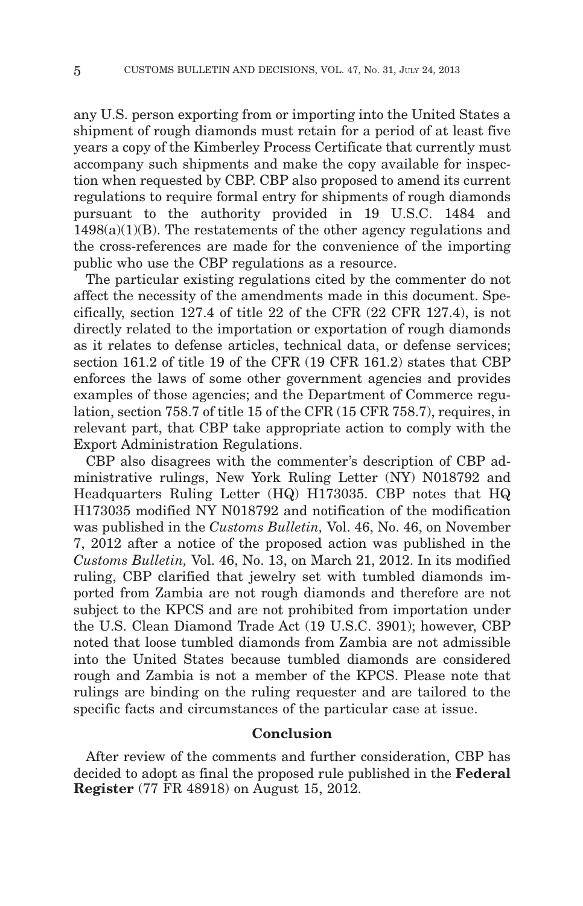any U.S. person exporting from or importing into the United States a shipment of rough diamonds must retain for a period of at least five years a copy of the Kimberley Process Certificate that currently must accompany such shipments and make the copy available for inspection when requested by CBP. CBP also proposed to amend its current regulations to require formal entry for shipments of rough diamonds pursuant to the authority provided in 19 U.S.C. 1484 and 1498(a)(1)(B). The restatements of the other agency regulations and the cross-references are made for the convenience of the importing public who use the CBP regulations as a resource.

The particular existing regulations cited by the commenter do not affect the necessity of the amendments made in this document. Specifically, section 127.4 of title 22 of the CFR (22 CFR 127.4), is not directly related to the importation or exportation of rough diamonds as it relates to defense articles, technical data, or defense services; section 161.2 of title 19 of the CFR (19 CFR 161.2) states that CBP enforces the laws of some other government agencies and provides examples of those agencies; and the Department of Commerce regulation, section 758.7 of title 15 of the CFR (15 CFR 758.7), requires, in relevant part, that CBP take appropriate action to comply with the Export Administration Regulations.

CBP also disagrees with the commenter's description of CBP administrative rulings, New York Ruling Letter (NY) N018792 and Headquarters Ruling Letter (HQ) H173035. CBP notes that HQ H173035 modified NY N018792 and notification of the modification was published in the *Customs Bulletin,* Vol. 46, No. 46, on November 7, 2012 after a notice of the proposed action was published in the *Customs Bulletin,* Vol. 46, No. 13, on March 21, 2012. In its modified ruling, CBP clarified that jewelry set with tumbled diamonds imported from Zambia are not rough diamonds and therefore are not subject to the KPCS and are not prohibited from importation under the U.S. Clean Diamond Trade Act (19 U.S.C. 3901); however, CBP noted that loose tumbled diamonds from Zambia are not admissible into the United States because tumbled diamonds are considered rough and Zambia is not a member of the KPCS. Please note that rulings are binding on the ruling requester and are tailored to the specific facts and circumstances of the particular case at issue.

## Conclusion

After review of the comments and further consideration, CBP has decided to adopt as final the proposed rule published in the **Federal Register** (77 FR 48918) on August 15, 2012.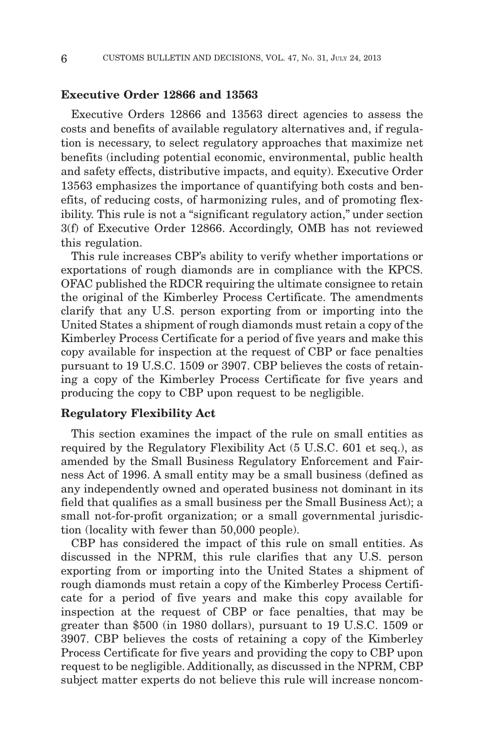### Executive Order 12866 and 13563

Executive Orders 12866 and 13563 direct agencies to assess the costs and benefits of available regulatory alternatives and, if regulation is necessary, to select regulatory approaches that maximize net benefits (including potential economic, environmental, public health and safety effects, distributive impacts, and equity). Executive Order 13563 emphasizes the importance of quantifying both costs and benefits, of reducing costs, of harmonizing rules, and of promoting flexibility. This rule is not a "significant regulatory action," under section 3(f) of Executive Order 12866. Accordingly, OMB has not reviewed this regulation.

This rule increases CBP's ability to verify whether importations or exportations of rough diamonds are in compliance with the KPCS. OFAC published the RDCR requiring the ultimate consignee to retain the original of the Kimberley Process Certificate. The amendments clarify that any U.S. person exporting from or importing into the United States a shipment of rough diamonds must retain a copy of the Kimberley Process Certificate for a period of five years and make this copy available for inspection at the request of CBP or face penalties pursuant to 19 U.S.C. 1509 or 3907. CBP believes the costs of retaining a copy of the Kimberley Process Certificate for five years and producing the copy to CBP upon request to be negligible.

### Regulatory Flexibility Act

This section examines the impact of the rule on small entities as required by the Regulatory Flexibility Act (5 U.S.C. 601 et seq.), as amended by the Small Business Regulatory Enforcement and Fairness Act of 1996. A small entity may be a small business (defined as any independently owned and operated business not dominant in its field that qualifies as a small business per the Small Business Act); a small not-for-profit organization; or a small governmental jurisdiction (locality with fewer than 50,000 people).

CBP has considered the impact of this rule on small entities. As discussed in the NPRM, this rule clarifies that any U.S. person exporting from or importing into the United States a shipment of rough diamonds must retain a copy of the Kimberley Process Certificate for a period of five years and make this copy available for inspection at the request of CBP or face penalties, that may be greater than $500 (in 1980 dollars), pursuant to 19 U.S.C. 1509 or 3907. CBP believes the costs of retaining a copy of the Kimberley Process Certificate for five years and providing the copy to CBP upon request to be negligible. Additionally, as discussed in the NPRM, CBP subject matter experts do not believe this rule will increase noncom-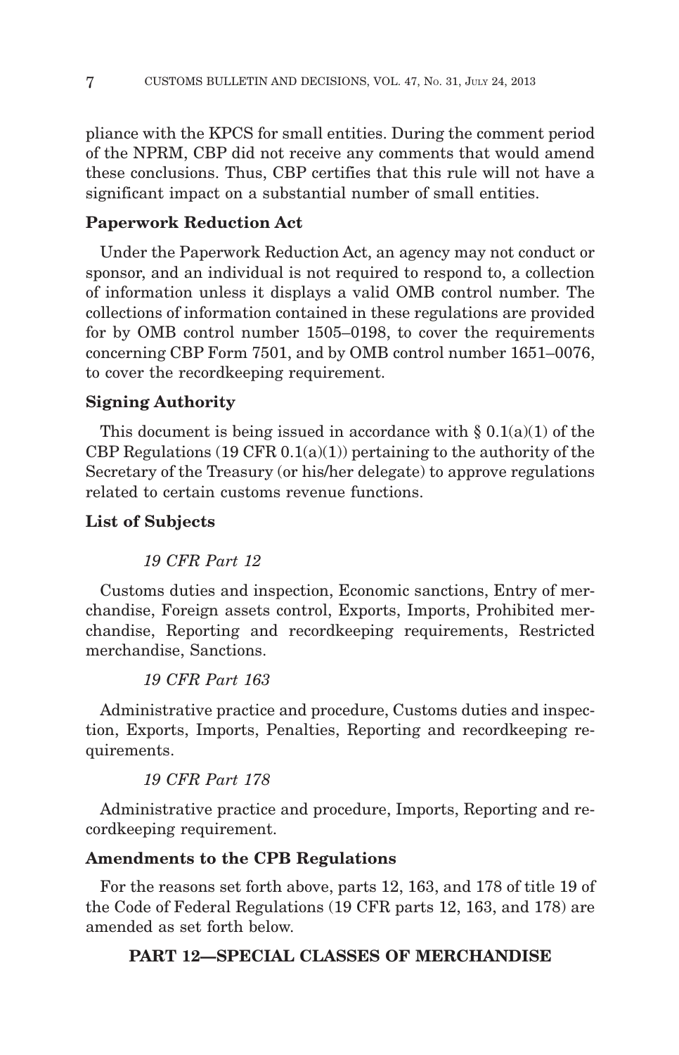pliance with the KPCS for small entities. During the comment period of the NPRM, CBP did not receive any comments that would amend these conclusions. Thus, CBP certifies that this rule will not have a significant impact on a substantial number of small entities.

**Paperwork Reduction Act**

Under the Paperwork Reduction Act, an agency may not conduct or sponsor, and an individual is not required to respond to, a collection of information unless it displays a valid OMB control number. The collections of information contained in these regulations are provided for by OMB control number 1505–0198, to cover the requirements concerning CBP Form 7501, and by OMB control number 1651–0076, to cover the recordkeeping requirement.

**Signing Authority**

This document is being issued in accordance with § 0.1(a)(1) of the CBP Regulations (19 CFR 0.1(a)(1)) pertaining to the authority of the Secretary of the Treasury (or his/her delegate) to approve regulations related to certain customs revenue functions.

**List of Subjects**

*19 CFR Part 12*

Customs duties and inspection, Economic sanctions, Entry of merchandise, Foreign assets control, Exports, Imports, Prohibited merchandise, Reporting and recordkeeping requirements, Restricted merchandise, Sanctions.

*19 CFR Part 163*

Administrative practice and procedure, Customs duties and inspection, Exports, Imports, Penalties, Reporting and recordkeeping requirements.

*19 CFR Part 178*

Administrative practice and procedure, Imports, Reporting and recordkeeping requirement.

**Amendments to the CPB Regulations**

For the reasons set forth above, parts 12, 163, and 178 of title 19 of the Code of Federal Regulations (19 CFR parts 12, 163, and 178) are amended as set forth below.

**PART 12—SPECIAL CLASSES OF MERCHANDISE**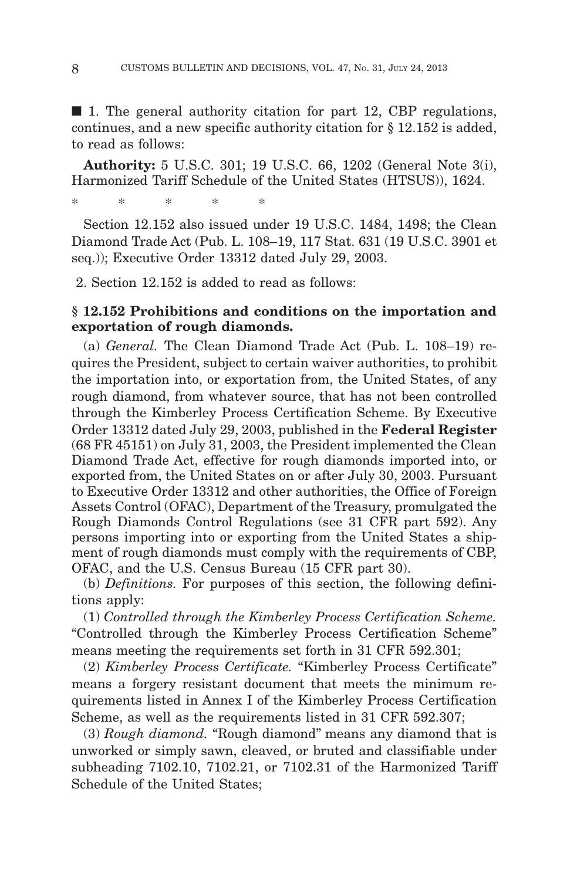■ 1. The general authority citation for part 12, CBP regulations, continues, and a new specific authority citation for § 12.152 is added, to read as follows:

**Authority:** 5 U.S.C. 301; 19 U.S.C. 66, 1202 (General Note 3(i), Harmonized Tariff Schedule of the United States (HTSUS)), 1624.

\*  \*  \*  \*  \*

Section 12.152 also issued under 19 U.S.C. 1484, 1498; the Clean Diamond Trade Act (Pub. L. 108–19, 117 Stat. 631 (19 U.S.C. 3901 et seq.)); Executive Order 13312 dated July 29, 2003.

2. Section 12.152 is added to read as follows:

### § 12.152 Prohibitions and conditions on the importation and exportation of rough diamonds.

(a) *General.* The Clean Diamond Trade Act (Pub. L. 108–19) requires the President, subject to certain waiver authorities, to prohibit the importation into, or exportation from, the United States, of any rough diamond, from whatever source, that has not been controlled through the Kimberley Process Certification Scheme. By Executive Order 13312 dated July 29, 2003, published in the **Federal Register** (68 FR 45151) on July 31, 2003, the President implemented the Clean Diamond Trade Act, effective for rough diamonds imported into, or exported from, the United States on or after July 30, 2003. Pursuant to Executive Order 13312 and other authorities, the Office of Foreign Assets Control (OFAC), Department of the Treasury, promulgated the Rough Diamonds Control Regulations (see 31 CFR part 592). Any persons importing into or exporting from the United States a shipment of rough diamonds must comply with the requirements of CBP, OFAC, and the U.S. Census Bureau (15 CFR part 30).

(b) *Definitions.* For purposes of this section, the following definitions apply:

(1) *Controlled through the Kimberley Process Certification Scheme.* "Controlled through the Kimberley Process Certification Scheme" means meeting the requirements set forth in 31 CFR 592.301;

(2) *Kimberley Process Certificate.* "Kimberley Process Certificate" means a forgery resistant document that meets the minimum requirements listed in Annex I of the Kimberley Process Certification Scheme, as well as the requirements listed in 31 CFR 592.307;

(3) *Rough diamond.* "Rough diamond" means any diamond that is unworked or simply sawn, cleaved, or bruted and classifiable under subheading 7102.10, 7102.21, or 7102.31 of the Harmonized Tariff Schedule of the United States;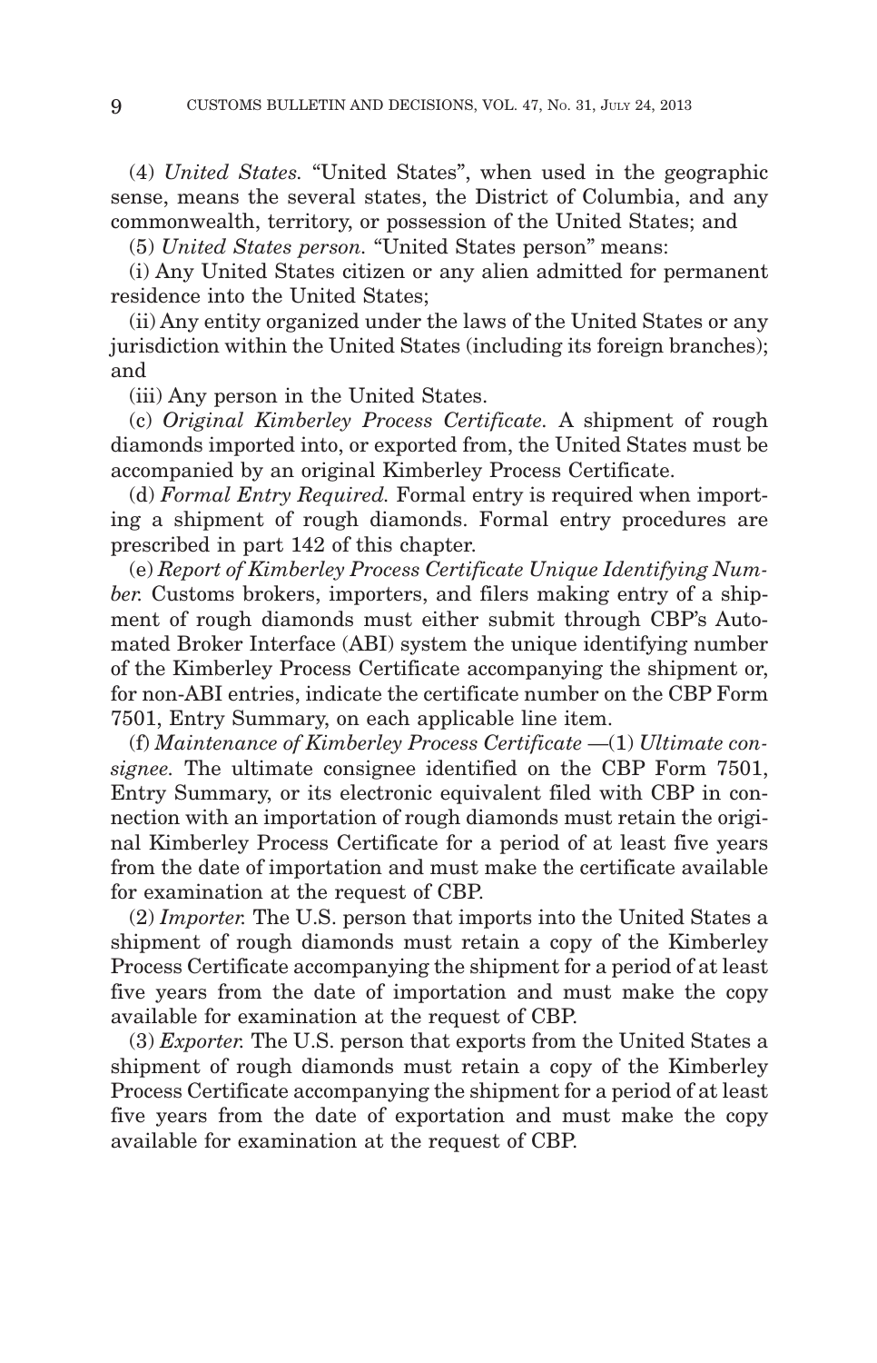(4) *United States.* "United States", when used in the geographic sense, means the several states, the District of Columbia, and any commonwealth, territory, or possession of the United States; and

(5) *United States person.* "United States person" means:

(i) Any United States citizen or any alien admitted for permanent residence into the United States;

(ii) Any entity organized under the laws of the United States or any jurisdiction within the United States (including its foreign branches); and

(iii) Any person in the United States.

(c) *Original Kimberley Process Certificate.* A shipment of rough diamonds imported into, or exported from, the United States must be accompanied by an original Kimberley Process Certificate.

(d) *Formal Entry Required.* Formal entry is required when importing a shipment of rough diamonds. Formal entry procedures are prescribed in part 142 of this chapter.

(e) *Report of Kimberley Process Certificate Unique Identifying Number.* Customs brokers, importers, and filers making entry of a shipment of rough diamonds must either submit through CBP's Automated Broker Interface (ABI) system the unique identifying number of the Kimberley Process Certificate accompanying the shipment or, for non-ABI entries, indicate the certificate number on the CBP Form 7501, Entry Summary, on each applicable line item.

(f) *Maintenance of Kimberley Process Certificate* —(1) *Ultimate consignee.* The ultimate consignee identified on the CBP Form 7501, Entry Summary, or its electronic equivalent filed with CBP in connection with an importation of rough diamonds must retain the original Kimberley Process Certificate for a period of at least five years from the date of importation and must make the certificate available for examination at the request of CBP.

(2) *Importer.* The U.S. person that imports into the United States a shipment of rough diamonds must retain a copy of the Kimberley Process Certificate accompanying the shipment for a period of at least five years from the date of importation and must make the copy available for examination at the request of CBP.

(3) *Exporter.* The U.S. person that exports from the United States a shipment of rough diamonds must retain a copy of the Kimberley Process Certificate accompanying the shipment for a period of at least five years from the date of exportation and must make the copy available for examination at the request of CBP.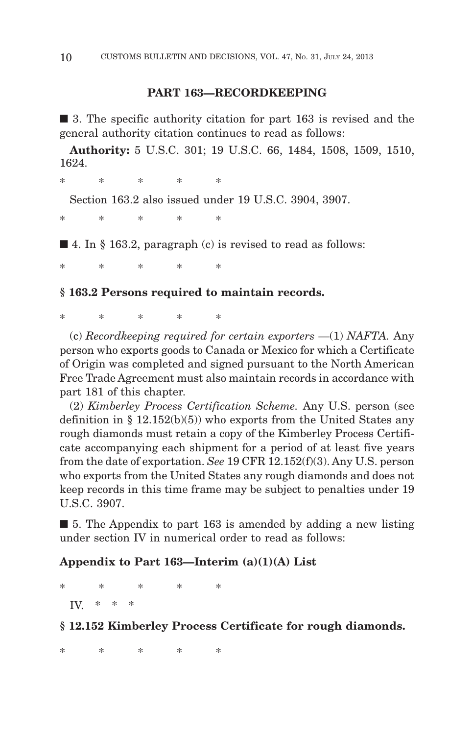## PART 163—RECORDKEEPING

■ 3. The specific authority citation for part 163 is revised and the general authority citation continues to read as follows:

**Authority:** 5 U.S.C. 301; 19 U.S.C. 66, 1484, 1508, 1509, 1510, 1624.

\* \* \* \* \*

Section 163.2 also issued under 19 U.S.C. 3904, 3907.

\* \* \* \* \*

■ 4. In § 163.2, paragraph (c) is revised to read as follows:

\* \* \* \* \*

### § 163.2 Persons required to maintain records.

\* \* \* \* \*

(c) *Recordkeeping required for certain exporters* —(1) *NAFTA.* Any person who exports goods to Canada or Mexico for which a Certificate of Origin was completed and signed pursuant to the North American Free Trade Agreement must also maintain records in accordance with part 181 of this chapter.

(2) *Kimberley Process Certification Scheme.* Any U.S. person (see definition in § 12.152(b)(5)) who exports from the United States any rough diamonds must retain a copy of the Kimberley Process Certificate accompanying each shipment for a period of at least five years from the date of exportation. *See* 19 CFR 12.152(f)(3). Any U.S. person who exports from the United States any rough diamonds and does not keep records in this time frame may be subject to penalties under 19 U.S.C. 3907.

■ 5. The Appendix to part 163 is amended by adding a new listing under section IV in numerical order to read as follows:

### Appendix to Part 163—Interim (a)(1)(A) List

\* \* \* \* \*

IV. \* \* \*

### § 12.152 Kimberley Process Certificate for rough diamonds.

\* \* \* \* \*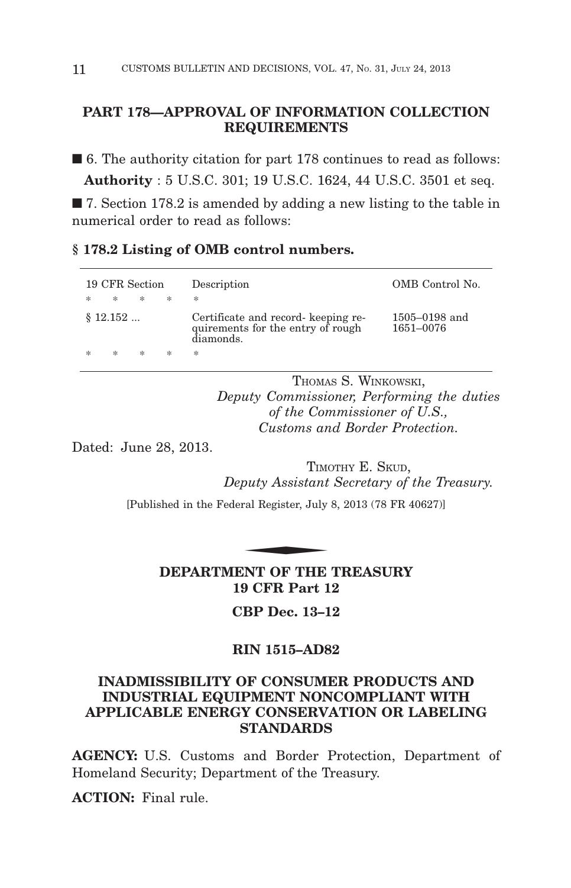## PART 178—APPROVAL OF INFORMATION COLLECTION REQUIREMENTS

■ 6. The authority citation for part 178 continues to read as follows:

**Authority** : 5 U.S.C. 301; 19 U.S.C. 1624, 44 U.S.C. 3501 et seq.

■ 7. Section 178.2 is amended by adding a new listing to the table in numerical order to read as follows:

### § 178.2 Listing of OMB control numbers.

| 19 CFR Section | Description | OMB Control No. |
|---|---|---|
| * * * * | * | |
| § 12.152 ... | Certificate and record- keeping requirements for the entry of rough diamonds. | 1505–0198 and 1651–0076 |
| * * * * | * | |

THOMAS S. WINKOWSKI,
*Deputy Commissioner, Performing the duties of the Commissioner of U.S., Customs and Border Protection.*

Dated: June 28, 2013.

TIMOTHY E. SKUD,
*Deputy Assistant Secretary of the Treasury.*

[Published in the Federal Register, July 8, 2013 (78 FR 40627)]

## DEPARTMENT OF THE TREASURY
## 19 CFR Part 12

**CBP Dec. 13–12**

**RIN 1515–AD82**

## INADMISSIBILITY OF CONSUMER PRODUCTS AND INDUSTRIAL EQUIPMENT NONCOMPLIANT WITH APPLICABLE ENERGY CONSERVATION OR LABELING STANDARDS

**AGENCY:** U.S. Customs and Border Protection, Department of Homeland Security; Department of the Treasury.

**ACTION:** Final rule.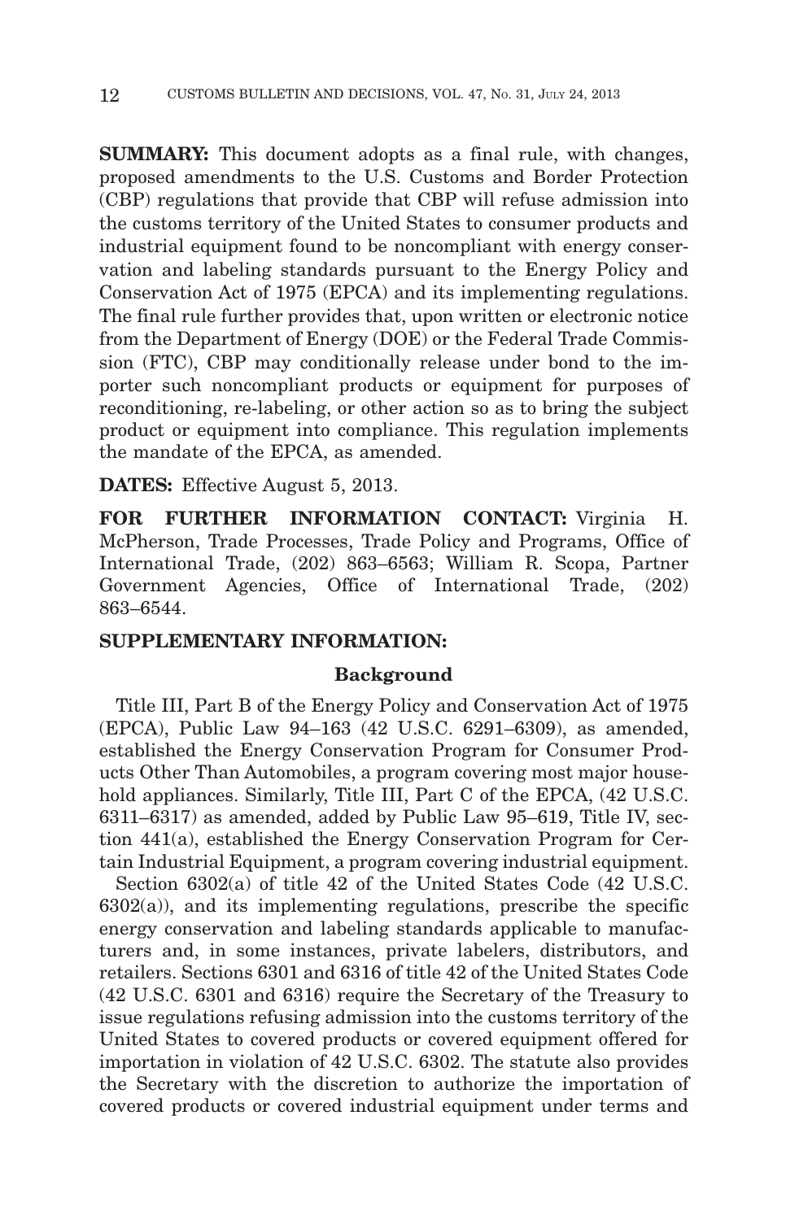**SUMMARY:** This document adopts as a final rule, with changes, proposed amendments to the U.S. Customs and Border Protection (CBP) regulations that provide that CBP will refuse admission into the customs territory of the United States to consumer products and industrial equipment found to be noncompliant with energy conservation and labeling standards pursuant to the Energy Policy and Conservation Act of 1975 (EPCA) and its implementing regulations. The final rule further provides that, upon written or electronic notice from the Department of Energy (DOE) or the Federal Trade Commission (FTC), CBP may conditionally release under bond to the importer such noncompliant products or equipment for purposes of reconditioning, re-labeling, or other action so as to bring the subject product or equipment into compliance. This regulation implements the mandate of the EPCA, as amended.

**DATES:** Effective August 5, 2013.

**FOR FURTHER INFORMATION CONTACT:** Virginia H. McPherson, Trade Processes, Trade Policy and Programs, Office of International Trade, (202) 863–6563; William R. Scopa, Partner Government Agencies, Office of International Trade, (202) 863–6544.

**SUPPLEMENTARY INFORMATION:**

**Background**

Title III, Part B of the Energy Policy and Conservation Act of 1975 (EPCA), Public Law 94–163 (42 U.S.C. 6291–6309), as amended, established the Energy Conservation Program for Consumer Products Other Than Automobiles, a program covering most major household appliances. Similarly, Title III, Part C of the EPCA, (42 U.S.C. 6311–6317) as amended, added by Public Law 95–619, Title IV, section 441(a), established the Energy Conservation Program for Certain Industrial Equipment, a program covering industrial equipment.

Section 6302(a) of title 42 of the United States Code (42 U.S.C. 6302(a)), and its implementing regulations, prescribe the specific energy conservation and labeling standards applicable to manufacturers and, in some instances, private labelers, distributors, and retailers. Sections 6301 and 6316 of title 42 of the United States Code (42 U.S.C. 6301 and 6316) require the Secretary of the Treasury to issue regulations refusing admission into the customs territory of the United States to covered products or covered equipment offered for importation in violation of 42 U.S.C. 6302. The statute also provides the Secretary with the discretion to authorize the importation of covered products or covered industrial equipment under terms and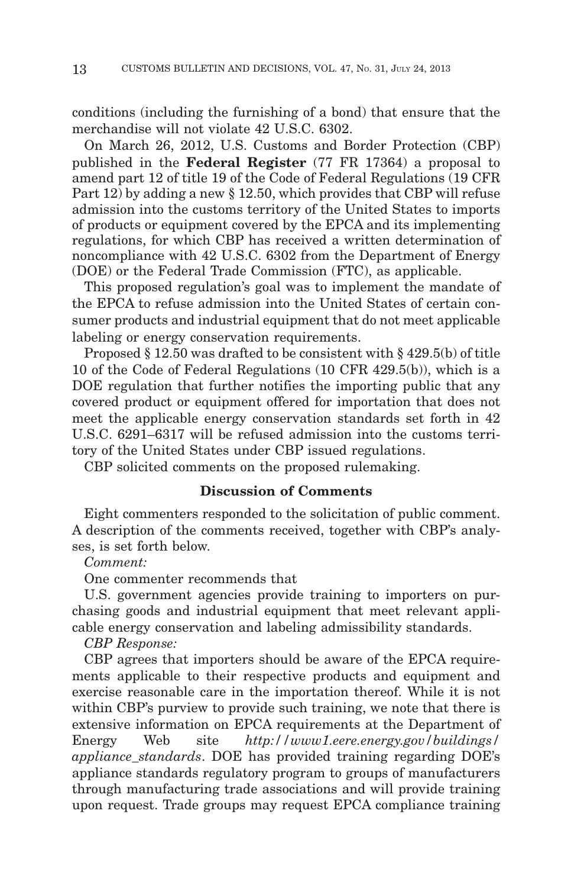conditions (including the furnishing of a bond) that ensure that the merchandise will not violate 42 U.S.C. 6302.

On March 26, 2012, U.S. Customs and Border Protection (CBP) published in the **Federal Register** (77 FR 17364) a proposal to amend part 12 of title 19 of the Code of Federal Regulations (19 CFR Part 12) by adding a new § 12.50, which provides that CBP will refuse admission into the customs territory of the United States to imports of products or equipment covered by the EPCA and its implementing regulations, for which CBP has received a written determination of noncompliance with 42 U.S.C. 6302 from the Department of Energy (DOE) or the Federal Trade Commission (FTC), as applicable.

This proposed regulation's goal was to implement the mandate of the EPCA to refuse admission into the United States of certain consumer products and industrial equipment that do not meet applicable labeling or energy conservation requirements.

Proposed § 12.50 was drafted to be consistent with § 429.5(b) of title 10 of the Code of Federal Regulations (10 CFR 429.5(b)), which is a DOE regulation that further notifies the importing public that any covered product or equipment offered for importation that does not meet the applicable energy conservation standards set forth in 42 U.S.C. 6291–6317 will be refused admission into the customs territory of the United States under CBP issued regulations.

CBP solicited comments on the proposed rulemaking.

## Discussion of Comments

Eight commenters responded to the solicitation of public comment. A description of the comments received, together with CBP's analyses, is set forth below.

*Comment:*

One commenter recommends that

U.S. government agencies provide training to importers on purchasing goods and industrial equipment that meet relevant applicable energy conservation and labeling admissibility standards.

*CBP Response:*

CBP agrees that importers should be aware of the EPCA requirements applicable to their respective products and equipment and exercise reasonable care in the importation thereof. While it is not within CBP's purview to provide such training, we note that there is extensive information on EPCA requirements at the Department of Energy Web site *http://www1.eere.energy.gov/buildings/appliance_standards*. DOE has provided training regarding DOE's appliance standards regulatory program to groups of manufacturers through manufacturing trade associations and will provide training upon request. Trade groups may request EPCA compliance training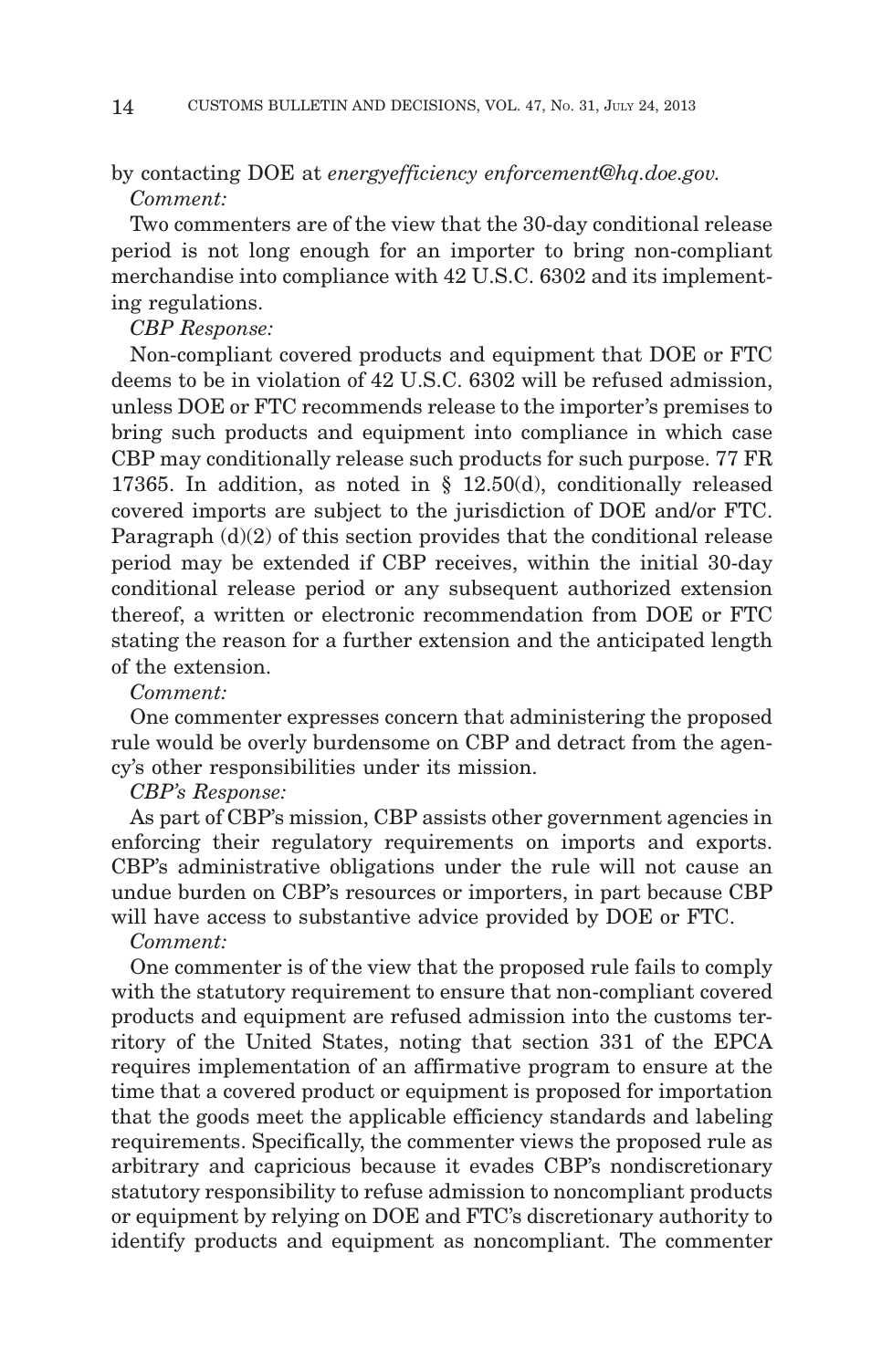by contacting DOE at *energyefficiency enforcement@hq.doe.gov.*

*Comment:*

Two commenters are of the view that the 30-day conditional release period is not long enough for an importer to bring non-compliant merchandise into compliance with 42 U.S.C. 6302 and its implementing regulations.

*CBP Response:*

Non-compliant covered products and equipment that DOE or FTC deems to be in violation of 42 U.S.C. 6302 will be refused admission, unless DOE or FTC recommends release to the importer's premises to bring such products and equipment into compliance in which case CBP may conditionally release such products for such purpose. 77 FR 17365. In addition, as noted in § 12.50(d), conditionally released covered imports are subject to the jurisdiction of DOE and/or FTC. Paragraph (d)(2) of this section provides that the conditional release period may be extended if CBP receives, within the initial 30-day conditional release period or any subsequent authorized extension thereof, a written or electronic recommendation from DOE or FTC stating the reason for a further extension and the anticipated length of the extension.

*Comment:*

One commenter expresses concern that administering the proposed rule would be overly burdensome on CBP and detract from the agency's other responsibilities under its mission.

*CBP's Response:*

As part of CBP's mission, CBP assists other government agencies in enforcing their regulatory requirements on imports and exports. CBP's administrative obligations under the rule will not cause an undue burden on CBP's resources or importers, in part because CBP will have access to substantive advice provided by DOE or FTC.

*Comment:*

One commenter is of the view that the proposed rule fails to comply with the statutory requirement to ensure that non-compliant covered products and equipment are refused admission into the customs territory of the United States, noting that section 331 of the EPCA requires implementation of an affirmative program to ensure at the time that a covered product or equipment is proposed for importation that the goods meet the applicable efficiency standards and labeling requirements. Specifically, the commenter views the proposed rule as arbitrary and capricious because it evades CBP's nondiscretionary statutory responsibility to refuse admission to noncompliant products or equipment by relying on DOE and FTC's discretionary authority to identify products and equipment as noncompliant. The commenter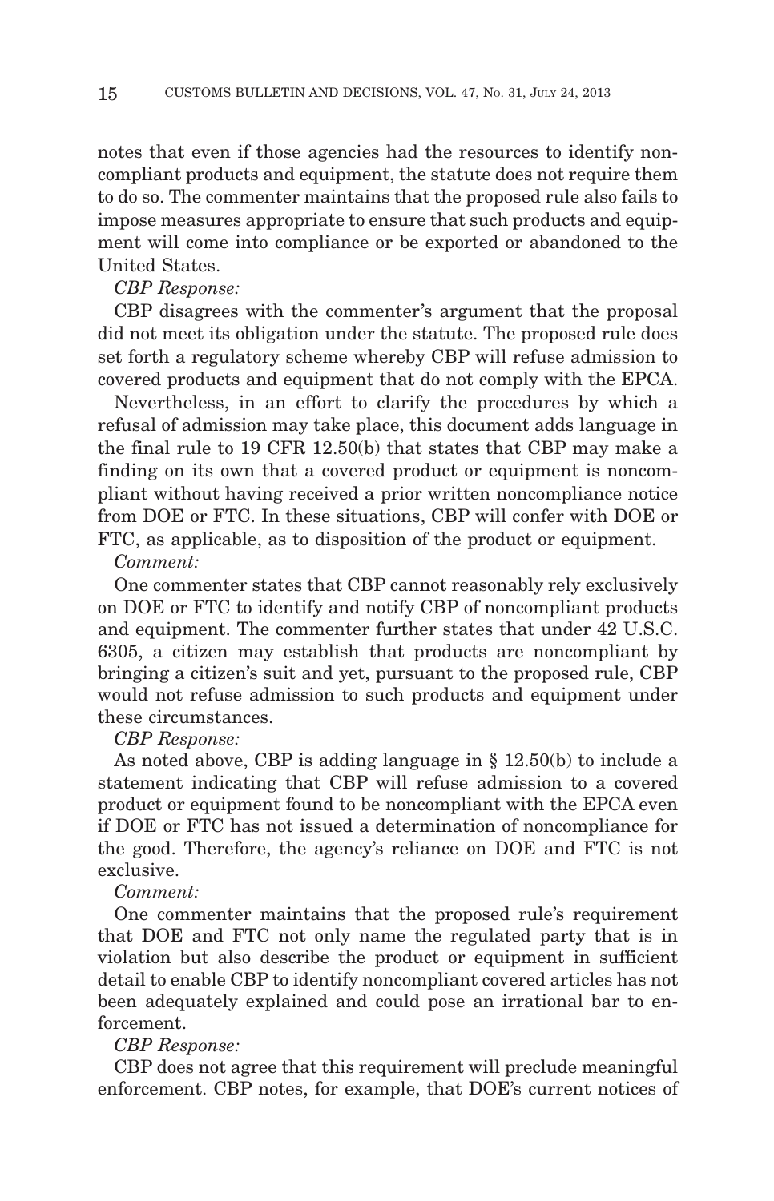notes that even if those agencies had the resources to identify noncompliant products and equipment, the statute does not require them to do so. The commenter maintains that the proposed rule also fails to impose measures appropriate to ensure that such products and equipment will come into compliance or be exported or abandoned to the United States.

*CBP Response:*

CBP disagrees with the commenter's argument that the proposal did not meet its obligation under the statute. The proposed rule does set forth a regulatory scheme whereby CBP will refuse admission to covered products and equipment that do not comply with the EPCA.

Nevertheless, in an effort to clarify the procedures by which a refusal of admission may take place, this document adds language in the final rule to 19 CFR 12.50(b) that states that CBP may make a finding on its own that a covered product or equipment is noncompliant without having received a prior written noncompliance notice from DOE or FTC. In these situations, CBP will confer with DOE or FTC, as applicable, as to disposition of the product or equipment.

*Comment:*

One commenter states that CBP cannot reasonably rely exclusively on DOE or FTC to identify and notify CBP of noncompliant products and equipment. The commenter further states that under 42 U.S.C. 6305, a citizen may establish that products are noncompliant by bringing a citizen's suit and yet, pursuant to the proposed rule, CBP would not refuse admission to such products and equipment under these circumstances.

*CBP Response:*

As noted above, CBP is adding language in § 12.50(b) to include a statement indicating that CBP will refuse admission to a covered product or equipment found to be noncompliant with the EPCA even if DOE or FTC has not issued a determination of noncompliance for the good. Therefore, the agency's reliance on DOE and FTC is not exclusive.

*Comment:*

One commenter maintains that the proposed rule's requirement that DOE and FTC not only name the regulated party that is in violation but also describe the product or equipment in sufficient detail to enable CBP to identify noncompliant covered articles has not been adequately explained and could pose an irrational bar to enforcement.

*CBP Response:*

CBP does not agree that this requirement will preclude meaningful enforcement. CBP notes, for example, that DOE's current notices of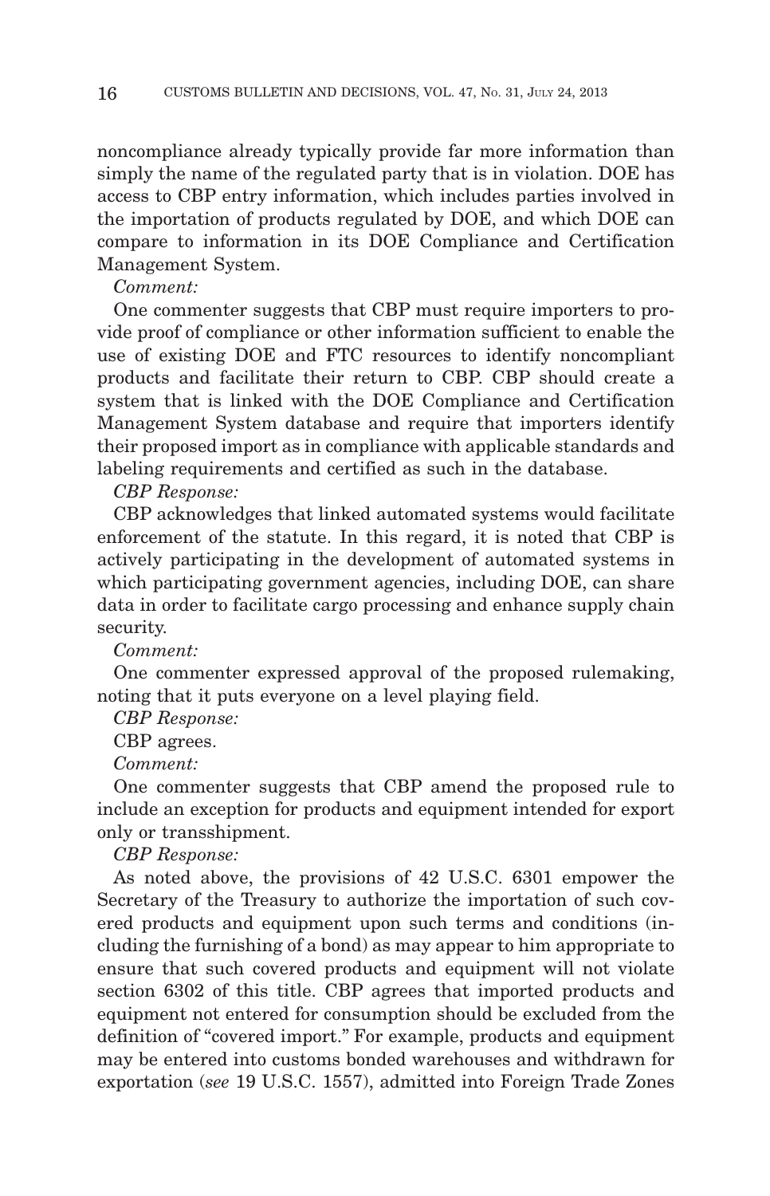noncompliance already typically provide far more information than simply the name of the regulated party that is in violation. DOE has access to CBP entry information, which includes parties involved in the importation of products regulated by DOE, and which DOE can compare to information in its DOE Compliance and Certification Management System.

*Comment:*

One commenter suggests that CBP must require importers to provide proof of compliance or other information sufficient to enable the use of existing DOE and FTC resources to identify noncompliant products and facilitate their return to CBP. CBP should create a system that is linked with the DOE Compliance and Certification Management System database and require that importers identify their proposed import as in compliance with applicable standards and labeling requirements and certified as such in the database.

*CBP Response:*

CBP acknowledges that linked automated systems would facilitate enforcement of the statute. In this regard, it is noted that CBP is actively participating in the development of automated systems in which participating government agencies, including DOE, can share data in order to facilitate cargo processing and enhance supply chain security.

*Comment:*

One commenter expressed approval of the proposed rulemaking, noting that it puts everyone on a level playing field.

*CBP Response:*

CBP agrees.

*Comment:*

One commenter suggests that CBP amend the proposed rule to include an exception for products and equipment intended for export only or transshipment.

*CBP Response:*

As noted above, the provisions of 42 U.S.C. 6301 empower the Secretary of the Treasury to authorize the importation of such covered products and equipment upon such terms and conditions (including the furnishing of a bond) as may appear to him appropriate to ensure that such covered products and equipment will not violate section 6302 of this title. CBP agrees that imported products and equipment not entered for consumption should be excluded from the definition of "covered import." For example, products and equipment may be entered into customs bonded warehouses and withdrawn for exportation (*see* 19 U.S.C. 1557), admitted into Foreign Trade Zones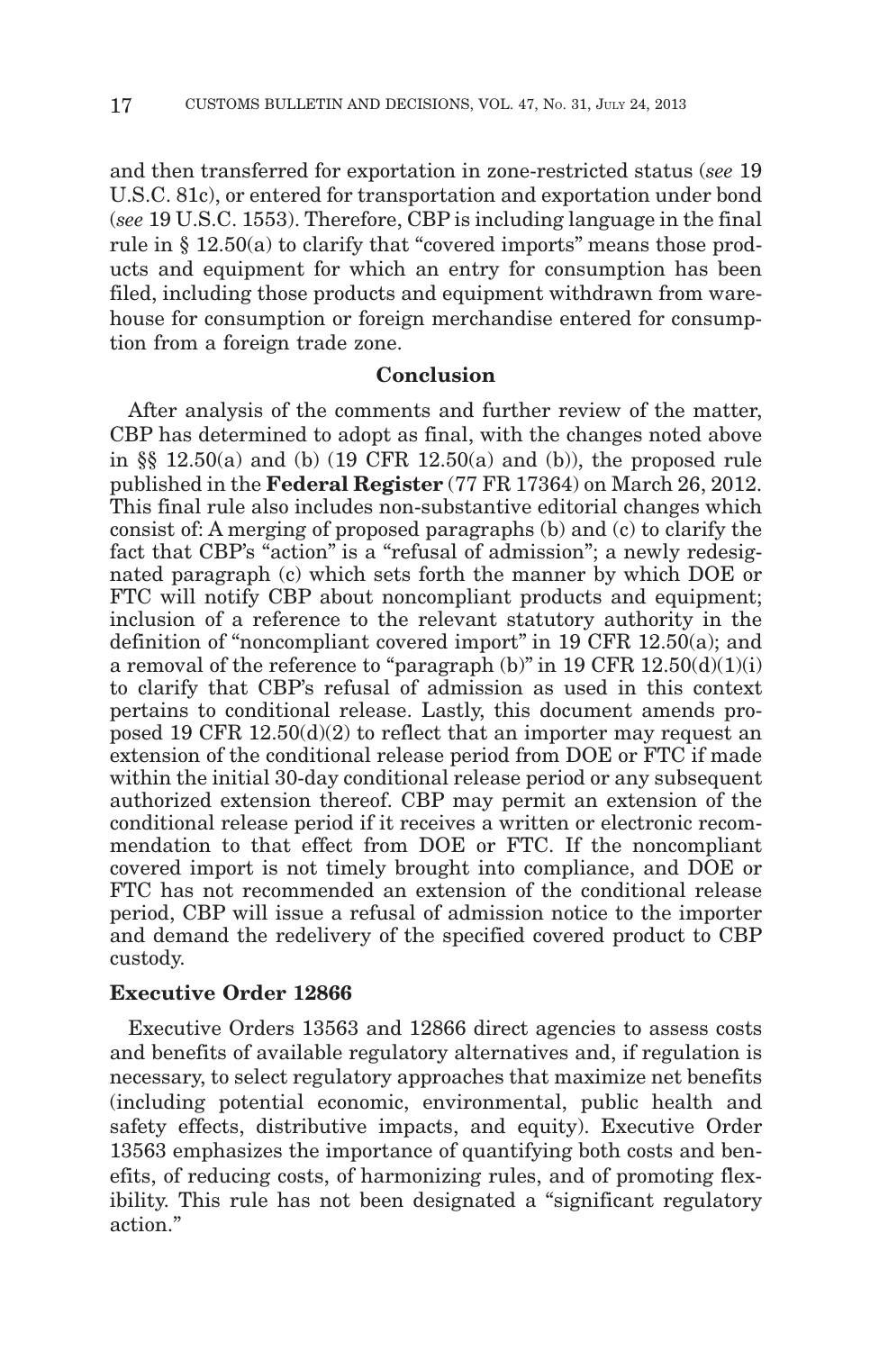and then transferred for exportation in zone-restricted status (*see* 19 U.S.C. 81c), or entered for transportation and exportation under bond (*see* 19 U.S.C. 1553). Therefore, CBP is including language in the final rule in § 12.50(a) to clarify that "covered imports" means those products and equipment for which an entry for consumption has been filed, including those products and equipment withdrawn from warehouse for consumption or foreign merchandise entered for consumption from a foreign trade zone.

## Conclusion

After analysis of the comments and further review of the matter, CBP has determined to adopt as final, with the changes noted above in §§ 12.50(a) and (b) (19 CFR 12.50(a) and (b)), the proposed rule published in the **Federal Register** (77 FR 17364) on March 26, 2012. This final rule also includes non-substantive editorial changes which consist of: A merging of proposed paragraphs (b) and (c) to clarify the fact that CBP's "action" is a "refusal of admission"; a newly redesignated paragraph (c) which sets forth the manner by which DOE or FTC will notify CBP about noncompliant products and equipment; inclusion of a reference to the relevant statutory authority in the definition of "noncompliant covered import" in 19 CFR 12.50(a); and a removal of the reference to "paragraph (b)" in 19 CFR 12.50(d)(1)(i) to clarify that CBP's refusal of admission as used in this context pertains to conditional release. Lastly, this document amends proposed 19 CFR 12.50(d)(2) to reflect that an importer may request an extension of the conditional release period from DOE or FTC if made within the initial 30-day conditional release period or any subsequent authorized extension thereof. CBP may permit an extension of the conditional release period if it receives a written or electronic recommendation to that effect from DOE or FTC. If the noncompliant covered import is not timely brought into compliance, and DOE or FTC has not recommended an extension of the conditional release period, CBP will issue a refusal of admission notice to the importer and demand the redelivery of the specified covered product to CBP custody.

### Executive Order 12866

Executive Orders 13563 and 12866 direct agencies to assess costs and benefits of available regulatory alternatives and, if regulation is necessary, to select regulatory approaches that maximize net benefits (including potential economic, environmental, public health and safety effects, distributive impacts, and equity). Executive Order 13563 emphasizes the importance of quantifying both costs and benefits, of reducing costs, of harmonizing rules, and of promoting flexibility. This rule has not been designated a "significant regulatory action."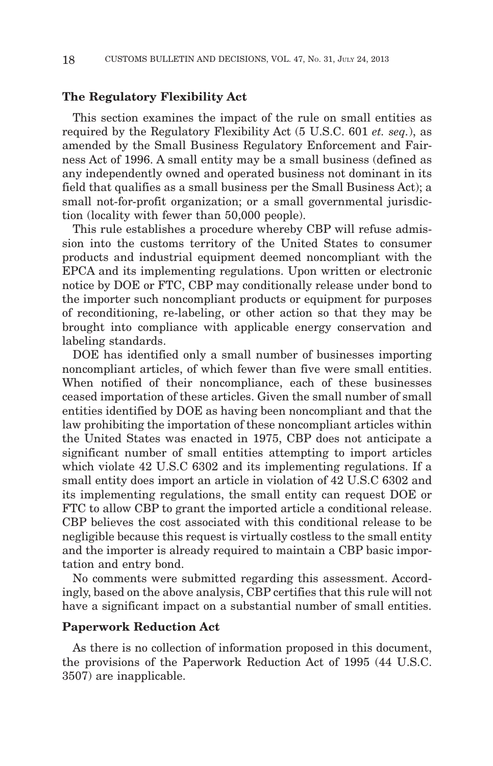## The Regulatory Flexibility Act

This section examines the impact of the rule on small entities as required by the Regulatory Flexibility Act (5 U.S.C. 601 *et. seq.*), as amended by the Small Business Regulatory Enforcement and Fairness Act of 1996. A small entity may be a small business (defined as any independently owned and operated business not dominant in its field that qualifies as a small business per the Small Business Act); a small not-for-profit organization; or a small governmental jurisdiction (locality with fewer than 50,000 people).

This rule establishes a procedure whereby CBP will refuse admission into the customs territory of the United States to consumer products and industrial equipment deemed noncompliant with the EPCA and its implementing regulations. Upon written or electronic notice by DOE or FTC, CBP may conditionally release under bond to the importer such noncompliant products or equipment for purposes of reconditioning, re-labeling, or other action so that they may be brought into compliance with applicable energy conservation and labeling standards.

DOE has identified only a small number of businesses importing noncompliant articles, of which fewer than five were small entities. When notified of their noncompliance, each of these businesses ceased importation of these articles. Given the small number of small entities identified by DOE as having been noncompliant and that the law prohibiting the importation of these noncompliant articles within the United States was enacted in 1975, CBP does not anticipate a significant number of small entities attempting to import articles which violate 42 U.S.C 6302 and its implementing regulations. If a small entity does import an article in violation of 42 U.S.C 6302 and its implementing regulations, the small entity can request DOE or FTC to allow CBP to grant the imported article a conditional release. CBP believes the cost associated with this conditional release to be negligible because this request is virtually costless to the small entity and the importer is already required to maintain a CBP basic importation and entry bond.

No comments were submitted regarding this assessment. Accordingly, based on the above analysis, CBP certifies that this rule will not have a significant impact on a substantial number of small entities.

## Paperwork Reduction Act

As there is no collection of information proposed in this document, the provisions of the Paperwork Reduction Act of 1995 (44 U.S.C. 3507) are inapplicable.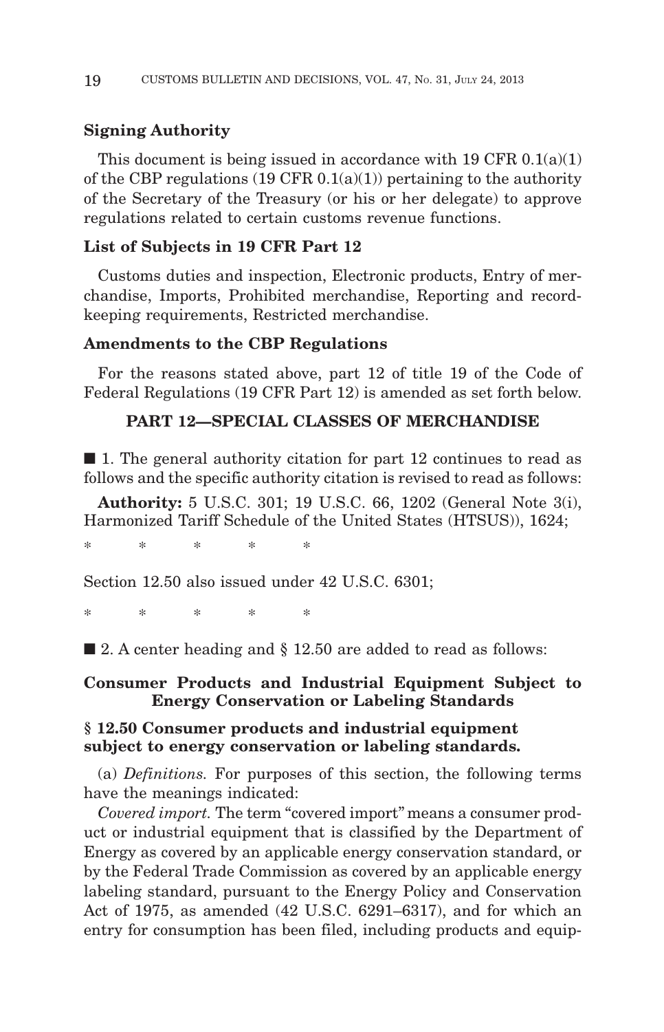**Signing Authority**

This document is being issued in accordance with 19 CFR 0.1(a)(1) of the CBP regulations (19 CFR 0.1(a)(1)) pertaining to the authority of the Secretary of the Treasury (or his or her delegate) to approve regulations related to certain customs revenue functions.

**List of Subjects in 19 CFR Part 12**

Customs duties and inspection, Electronic products, Entry of merchandise, Imports, Prohibited merchandise, Reporting and recordkeeping requirements, Restricted merchandise.

**Amendments to the CBP Regulations**

For the reasons stated above, part 12 of title 19 of the Code of Federal Regulations (19 CFR Part 12) is amended as set forth below.

**PART 12—SPECIAL CLASSES OF MERCHANDISE**

■ 1. The general authority citation for part 12 continues to read as follows and the specific authority citation is revised to read as follows:

**Authority:** 5 U.S.C. 301; 19 U.S.C. 66, 1202 (General Note 3(i), Harmonized Tariff Schedule of the United States (HTSUS)), 1624;

\* \* \* \* \*

Section 12.50 also issued under 42 U.S.C. 6301;

\* \* \* \* \*

■ 2. A center heading and § 12.50 are added to read as follows:

**Consumer Products and Industrial Equipment Subject to Energy Conservation or Labeling Standards**

**§ 12.50 Consumer products and industrial equipment subject to energy conservation or labeling standards.**

(a) *Definitions.* For purposes of this section, the following terms have the meanings indicated:

*Covered import.* The term "covered import" means a consumer product or industrial equipment that is classified by the Department of Energy as covered by an applicable energy conservation standard, or by the Federal Trade Commission as covered by an applicable energy labeling standard, pursuant to the Energy Policy and Conservation Act of 1975, as amended (42 U.S.C. 6291–6317), and for which an entry for consumption has been filed, including products and equip-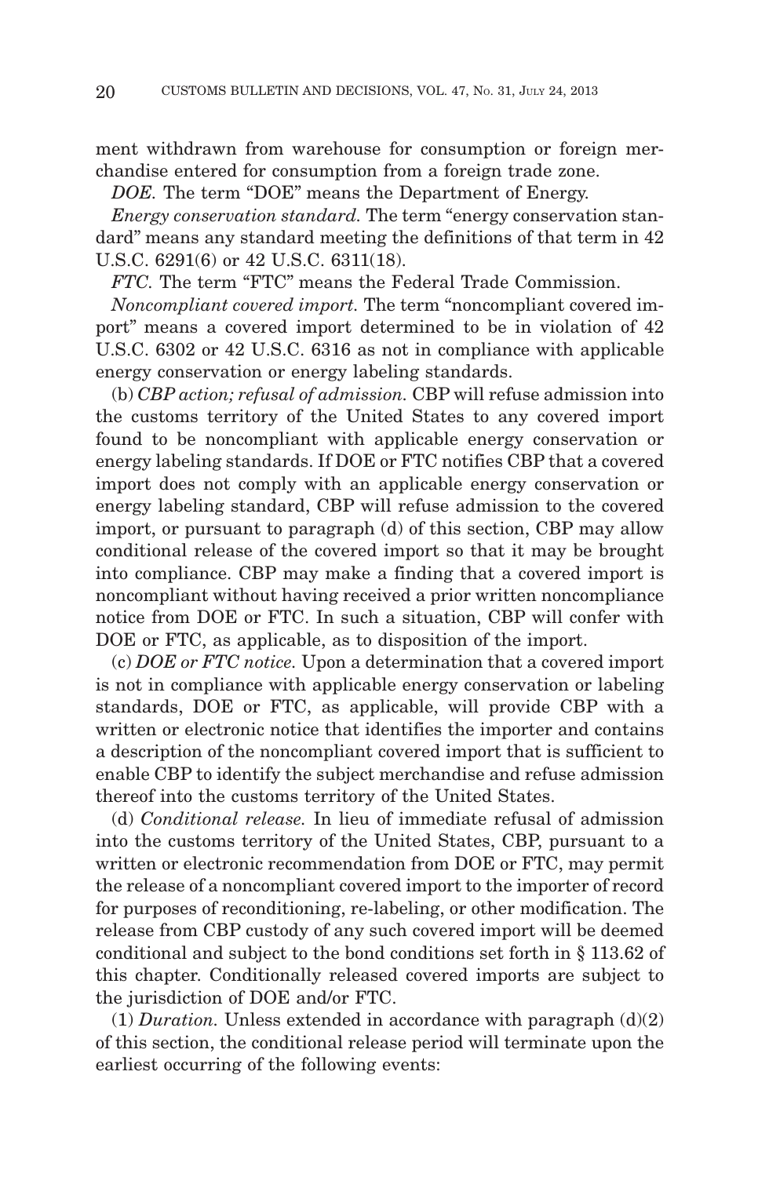ment withdrawn from warehouse for consumption or foreign merchandise entered for consumption from a foreign trade zone.

*DOE.* The term "DOE" means the Department of Energy.

*Energy conservation standard.* The term "energy conservation standard" means any standard meeting the definitions of that term in 42 U.S.C. 6291(6) or 42 U.S.C. 6311(18).

*FTC.* The term "FTC" means the Federal Trade Commission.

*Noncompliant covered import.* The term "noncompliant covered import" means a covered import determined to be in violation of 42 U.S.C. 6302 or 42 U.S.C. 6316 as not in compliance with applicable energy conservation or energy labeling standards.

(b) *CBP action; refusal of admission.* CBP will refuse admission into the customs territory of the United States to any covered import found to be noncompliant with applicable energy conservation or energy labeling standards. If DOE or FTC notifies CBP that a covered import does not comply with an applicable energy conservation or energy labeling standard, CBP will refuse admission to the covered import, or pursuant to paragraph (d) of this section, CBP may allow conditional release of the covered import so that it may be brought into compliance. CBP may make a finding that a covered import is noncompliant without having received a prior written noncompliance notice from DOE or FTC. In such a situation, CBP will confer with DOE or FTC, as applicable, as to disposition of the import.

(c) *DOE or FTC notice.* Upon a determination that a covered import is not in compliance with applicable energy conservation or labeling standards, DOE or FTC, as applicable, will provide CBP with a written or electronic notice that identifies the importer and contains a description of the noncompliant covered import that is sufficient to enable CBP to identify the subject merchandise and refuse admission thereof into the customs territory of the United States.

(d) *Conditional release.* In lieu of immediate refusal of admission into the customs territory of the United States, CBP, pursuant to a written or electronic recommendation from DOE or FTC, may permit the release of a noncompliant covered import to the importer of record for purposes of reconditioning, re-labeling, or other modification. The release from CBP custody of any such covered import will be deemed conditional and subject to the bond conditions set forth in § 113.62 of this chapter. Conditionally released covered imports are subject to the jurisdiction of DOE and/or FTC.

(1) *Duration.* Unless extended in accordance with paragraph (d)(2) of this section, the conditional release period will terminate upon the earliest occurring of the following events: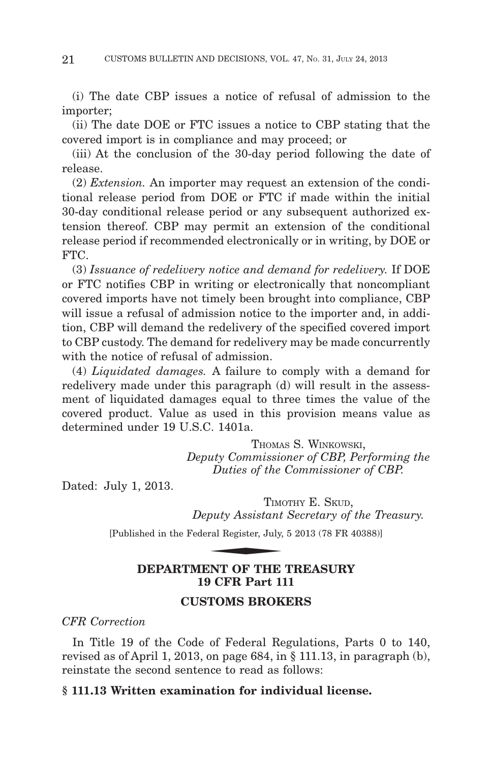(i) The date CBP issues a notice of refusal of admission to the importer;

(ii) The date DOE or FTC issues a notice to CBP stating that the covered import is in compliance and may proceed; or

(iii) At the conclusion of the 30-day period following the date of release.

(2) *Extension.* An importer may request an extension of the conditional release period from DOE or FTC if made within the initial 30-day conditional release period or any subsequent authorized extension thereof. CBP may permit an extension of the conditional release period if recommended electronically or in writing, by DOE or FTC.

(3) *Issuance of redelivery notice and demand for redelivery.* If DOE or FTC notifies CBP in writing or electronically that noncompliant covered imports have not timely been brought into compliance, CBP will issue a refusal of admission notice to the importer and, in addition, CBP will demand the redelivery of the specified covered import to CBP custody. The demand for redelivery may be made concurrently with the notice of refusal of admission.

(4) *Liquidated damages.* A failure to comply with a demand for redelivery made under this paragraph (d) will result in the assessment of liquidated damages equal to three times the value of the covered product. Value as used in this provision means value as determined under 19 U.S.C. 1401a.

THOMAS S. WINKOWSKI,
*Deputy Commissioner of CBP, Performing the Duties of the Commissioner of CBP.*

Dated: July 1, 2013.

TIMOTHY E. SKUD,
*Deputy Assistant Secretary of the Treasury.*

[Published in the Federal Register, July, 5 2013 (78 FR 40388)]

## DEPARTMENT OF THE TREASURY
## 19 CFR Part 111

## CUSTOMS BROKERS

*CFR Correction*

In Title 19 of the Code of Federal Regulations, Parts 0 to 140, revised as of April 1, 2013, on page 684, in § 111.13, in paragraph (b), reinstate the second sentence to read as follows:

**§ 111.13 Written examination for individual license.**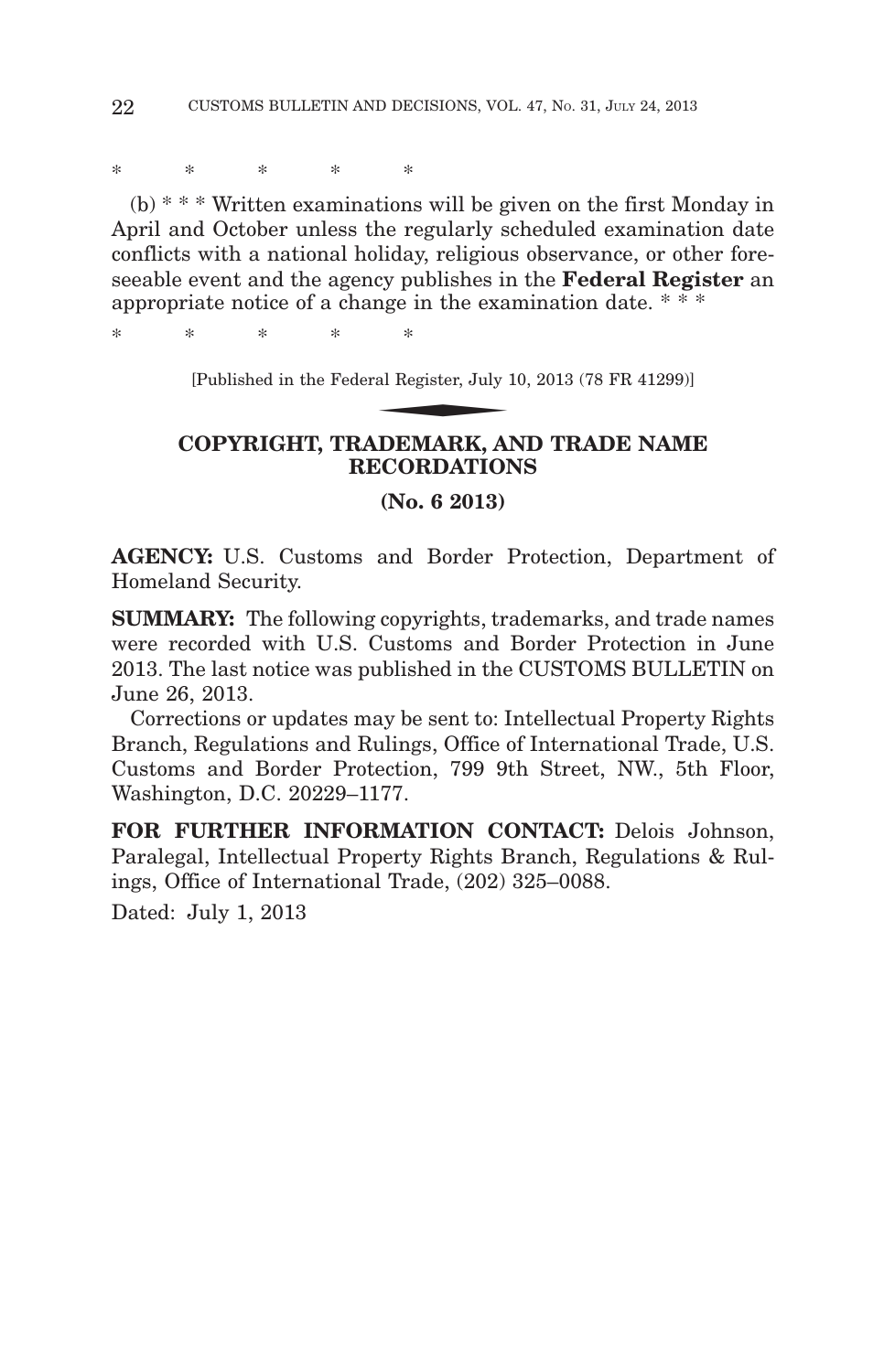\*         \*         \*         \*         \*

(b) \* \* \* Written examinations will be given on the first Monday in April and October unless the regularly scheduled examination date conflicts with a national holiday, religious observance, or other foreseeable event and the agency publishes in the **Federal Register** an appropriate notice of a change in the examination date. \* \* \*

\*         \*         \*         \*         \*

[Published in the Federal Register, July 10, 2013 (78 FR 41299)]

## COPYRIGHT, TRADEMARK, AND TRADE NAME RECORDATIONS

**(No. 6 2013)**

**AGENCY:** U.S. Customs and Border Protection, Department of Homeland Security.

**SUMMARY:** The following copyrights, trademarks, and trade names were recorded with U.S. Customs and Border Protection in June 2013. The last notice was published in the CUSTOMS BULLETIN on June 26, 2013.

Corrections or updates may be sent to: Intellectual Property Rights Branch, Regulations and Rulings, Office of International Trade, U.S. Customs and Border Protection, 799 9th Street, NW., 5th Floor, Washington, D.C. 20229–1177.

**FOR FURTHER INFORMATION CONTACT:** Delois Johnson, Paralegal, Intellectual Property Rights Branch, Regulations & Rulings, Office of International Trade, (202) 325–0088.

Dated: July 1, 2013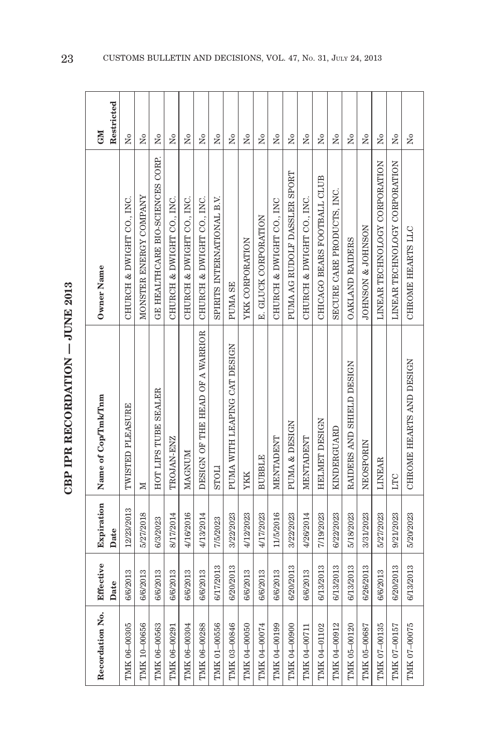# CBP IPR RECORDATION — JUNE 2013

| Recordation No. | Effective Date | Expiration Date | Name of Cop/Tmk/Tnm | Owner Name | GM Restricted |
|---|---|---|---|---|---|
| TMK 06–00305 | 6/6/2013 | 12/23/2013 | TWISTED PLEASURE | CHURCH & DWIGHT CO., INC. | No |
| TMK 10–00656 | 6/6/2013 | 5/27/2018 | M | MONSTER ENERGY COMPANY | No |
| TMK 06–00563 | 6/6/2013 | 6/3/2023 | HOT LIPS TUBE SEALER | GE HEALTHCARE BIO-SCIENCES CORP. | No |
| TMK 06–00291 | 6/6/2013 | 8/17/2014 | TROJAN-ENZ | CHURCH & DWIGHT CO., INC. | No |
| TMK 06–00304 | 6/6/2013 | 4/16/2016 | MAGNUM | CHURCH & DWIGHT CO., INC. | No |
| TMK 06–00288 | 6/6/2013 | 4/13/2014 | DESIGN OF THE HEAD OF A WARRIOR | CHURCH & DWIGHT CO., INC. | No |
| TMK 01–00556 | 6/17/2013 | 7/5/2023 | STOLI | SPIRITS INTERNATIONAL B.V. | No |
| TMK 03–00846 | 6/20/2013 | 3/22/2023 | PUMA WITH LEAPING CAT DESIGN | PUMA SE | No |
| TMK 04–00050 | 6/6/2013 | 4/12/2023 | YKK | YKK CORPORATION | No |
| TMK 04–00074 | 6/6/2013 | 4/17/2023 | BUBBLE | E. GLUCK CORPORATION | No |
| TMK 04–00199 | 6/6/2013 | 11/5/2016 | MENTADENT | CHURCH & DWIGHT CO., INC | No |
| TMK 04–00900 | 6/20/2013 | 3/22/2023 | PUMA & DESIGN | PUMA AG RUDOLF DASSLER SPORT | No |
| TMK 04–00711 | 6/6/2013 | 4/26/2014 | MENTADENT | CHURCH & DWIGHT CO., INC. | No |
| TMK 04–01102 | 6/13/2013 | 7/19/2023 | HELMET DESIGN | CHICAGO BEARS FOOTBALL CLUB | No |
| TMK 04–00912 | 6/13/2013 | 6/22/2023 | KINDERGUARD | SECURE CARE PRODUCTS, INC. | No |
| TMK 05–00120 | 6/13/2013 | 5/18/2023 | RAIDERS AND SHIELD DESIGN | OAKLAND RAIDERS | No |
| TMK 05–00687 | 6/26/2013 | 3/31/2023 | NEOSPORIN | JOHNSON & JOHNSON | No |
| TMK 07–00135 | 6/6/2013 | 5/27/2023 | LINEAR | LINEAR TECHNOLOGY CORPORATION | No |
| TMK 07–00157 | 6/20/2013 | 9/21/2023 | LTC | LINEAR TECHNOLOGY CORPORATION | No |
| TMK 07–00075 | 6/13/2013 | 5/20/2023 | CHROME HEARTS AND DESIGN | CHROME HEARTS LLC | No |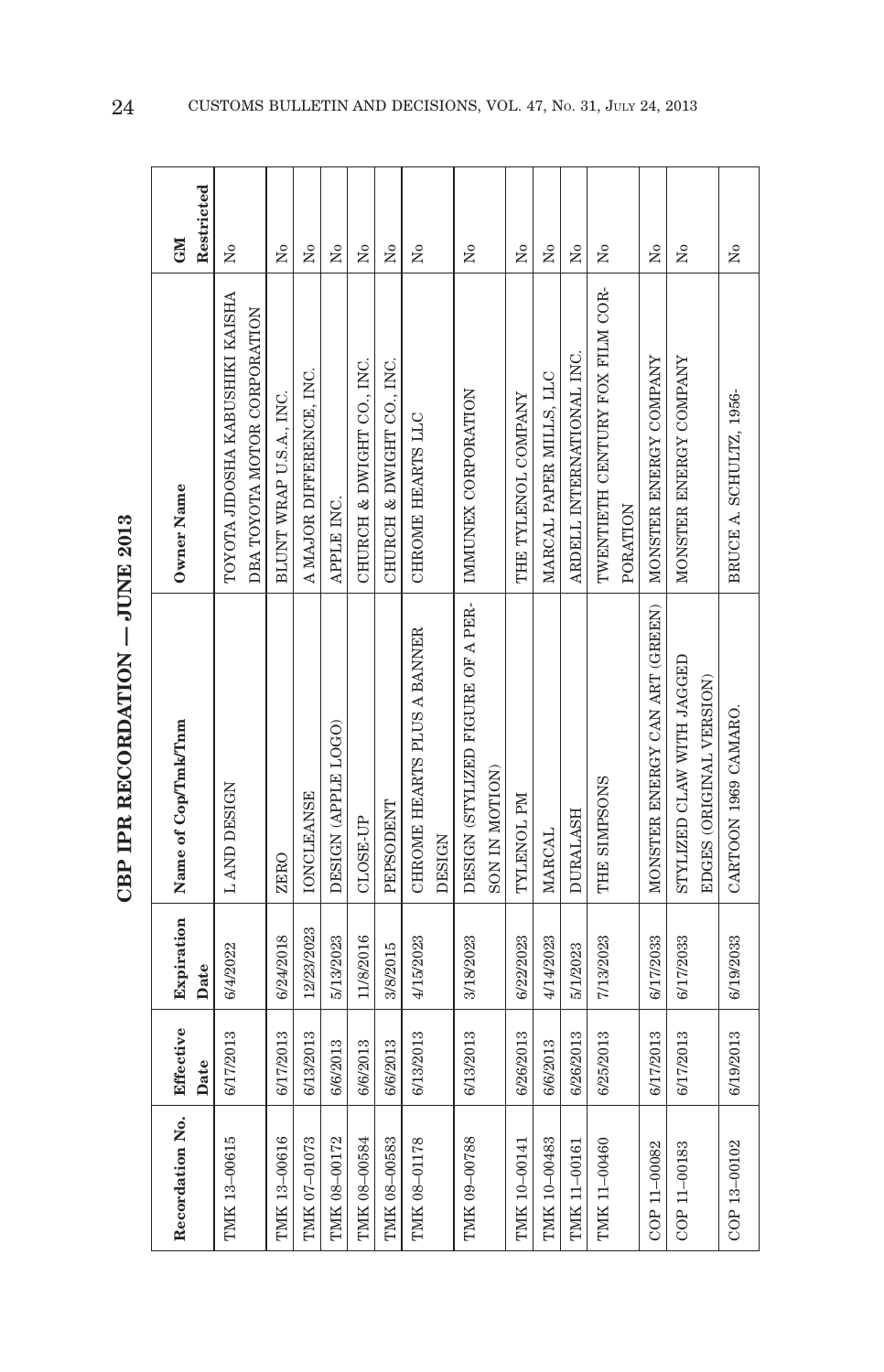# CBP IPR RECORDATION — JUNE 2013

| Recordation No. | Effective Date | Expiration Date | Name of Cop/Tmk/Tnm | Owner Name | GM Restricted |
|---|---|---|---|---|---|
| TMK 13–00615 | 6/17/2013 | 6/4/2022 | L AND DESIGN | TOYOTA JIDOSHA KABUSHIKI KAISHA DBA TOYOTA MOTOR CORPORATION | No |
| TMK 13–00616 | 6/17/2013 | 6/24/2018 | ZERO | BLUNT WRAP U.S.A., INC. | No |
| TMK 07–01073 | 6/13/2013 | 12/23/2023 | IONCLEANSE | A MAJOR DIFFERENCE, INC. | No |
| TMK 08–00172 | 6/6/2013 | 5/13/2023 | DESIGN (APPLE LOGO) | APPLE INC. | No |
| TMK 08–00584 | 6/6/2013 | 11/8/2016 | CLOSE-UP | CHURCH & DWIGHT CO., INC. | No |
| TMK 08–00583 | 6/6/2013 | 3/8/2015 | PEPSODENT | CHURCH & DWIGHT CO., INC. | No |
| TMK 08–01178 | 6/13/2013 | 4/15/2023 | CHROME HEARTS PLUS A BANNER DESIGN | CHROME HEARTS LLC | No |
| TMK 09–00788 | 6/13/2013 | 3/18/2023 | DESIGN (STYLIZED FIGURE OF A PERSON IN MOTION) | IMMUNEX CORPORATION | No |
| TMK 10–00141 | 6/26/2013 | 6/22/2023 | TYLENOL PM | THE TYLENOL COMPANY | No |
| TMK 10–00483 | 6/6/2013 | 4/14/2023 | MARCAL | MARCAL PAPER MILLS, LLC | No |
| TMK 11–00161 | 6/26/2013 | 5/1/2023 | DURALASH | ARDELL INTERNATIONAL INC. | No |
| TMK 11–00460 | 6/25/2013 | 7/13/2023 | THE SIMPSONS | TWENTIETH CENTURY FOX FILM CORPORATION | No |
| COP 11–00082 | 6/17/2013 | 6/17/2033 | MONSTER ENERGY CAN ART (GREEN) | MONSTER ENERGY COMPANY | No |
| COP 11–00183 | 6/17/2013 | 6/17/2033 | STYLIZED CLAW WITH JAGGED EDGES (ORIGINAL VERSION) | MONSTER ENERGY COMPANY | No |
| COP 13–00102 | 6/19/2013 | 6/19/2033 | CARTOON 1969 CAMARO. | BRUCE A. SCHULTZ, 1956- | No |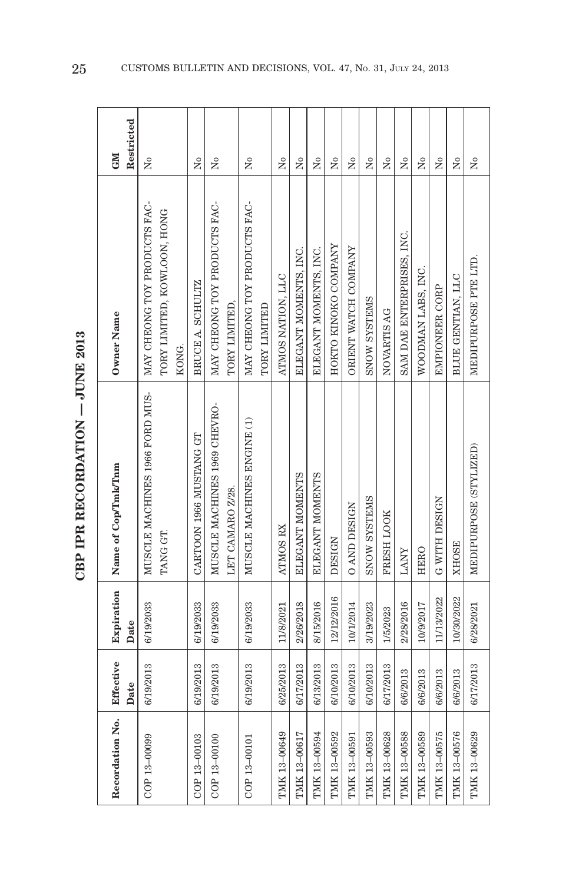# CBP IPR RECORDATION — JUNE 2013

| Recordation No. | Effective Date | Expiration Date | Name of Cop/Tmk/Tnm | Owner Name | GM Restricted |
|---|---|---|---|---|---|
| COP 13–00099 | 6/19/2013 | 6/19/2033 | MUSCLE MACHINES 1966 FORD MUSTANG GT. | MAY CHEONG TOY PRODUCTS FACTORY LIMITED, KOWLOON, HONG KONG. | No |
| COP 13–00103 | 6/19/2013 | 6/19/2033 | CARTOON 1966 MUSTANG GT | BRUCE A. SCHULTZ | No |
| COP 13–00100 | 6/19/2013 | 6/19/2033 | MUSCLE MACHINES 1969 CHEVROLET CAMARO Z/28. | MAY CHEONG TOY PRODUCTS FACTORY LIMITED, | No |
| COP 13–00101 | 6/19/2013 | 6/19/2033 | MUSCLE MACHINES ENGINE (1) | MAY CHEONG TOY PRODUCTS FACTORY LIMITED | No |
| TMK 13–00649 | 6/25/2013 | 11/8/2021 | ATMOS RX | ATMOS NATION, LLC | No |
| TMK 13–00617 | 6/17/2013 | 2/26/2018 | ELEGANT MOMENTS | ELEGANT MOMENTS, INC. | No |
| TMK 13–00594 | 6/13/2013 | 8/15/2016 | ELEGANT MOMENTS | ELEGANT MOMENTS, INC. | No |
| TMK 13–00592 | 6/10/2013 | 12/12/2016 | DESIGN | HOKTO KINOKO COMPANY | No |
| TMK 13–00591 | 6/10/2013 | 10/1/2014 | O AND DESIGN | ORIENT WATCH COMPANY | No |
| TMK 13–00593 | 6/10/2013 | 3/19/2023 | SNOW SYSTEMS | SNOW SYSTEMS | No |
| TMK 13–00628 | 6/17/2013 | 1/5/2023 | FRESH LOOK | NOVARTIS AG | No |
| TMK 13–00588 | 6/6/2013 | 2/28/2016 | LANY | SAM DAE ENTERPRISES, INC. | No |
| TMK 13–00589 | 6/6/2013 | 10/9/2017 | HERO | WOODMAN LABS, INC. | No |
| TMK 13–00575 | 6/6/2013 | 11/13/2022 | G WITH DESIGN | EMPIONEER CORP | No |
| TMK 13–00576 | 6/6/2013 | 10/30/2022 | XHOSE | BLUE GENTIAN, LLC | No |
| TMK 13–00629 | 6/17/2013 | 6/28/2021 | MEDIPURPOSE (STYLIZED) | MEDIPURPOSE PTE LTD. | No |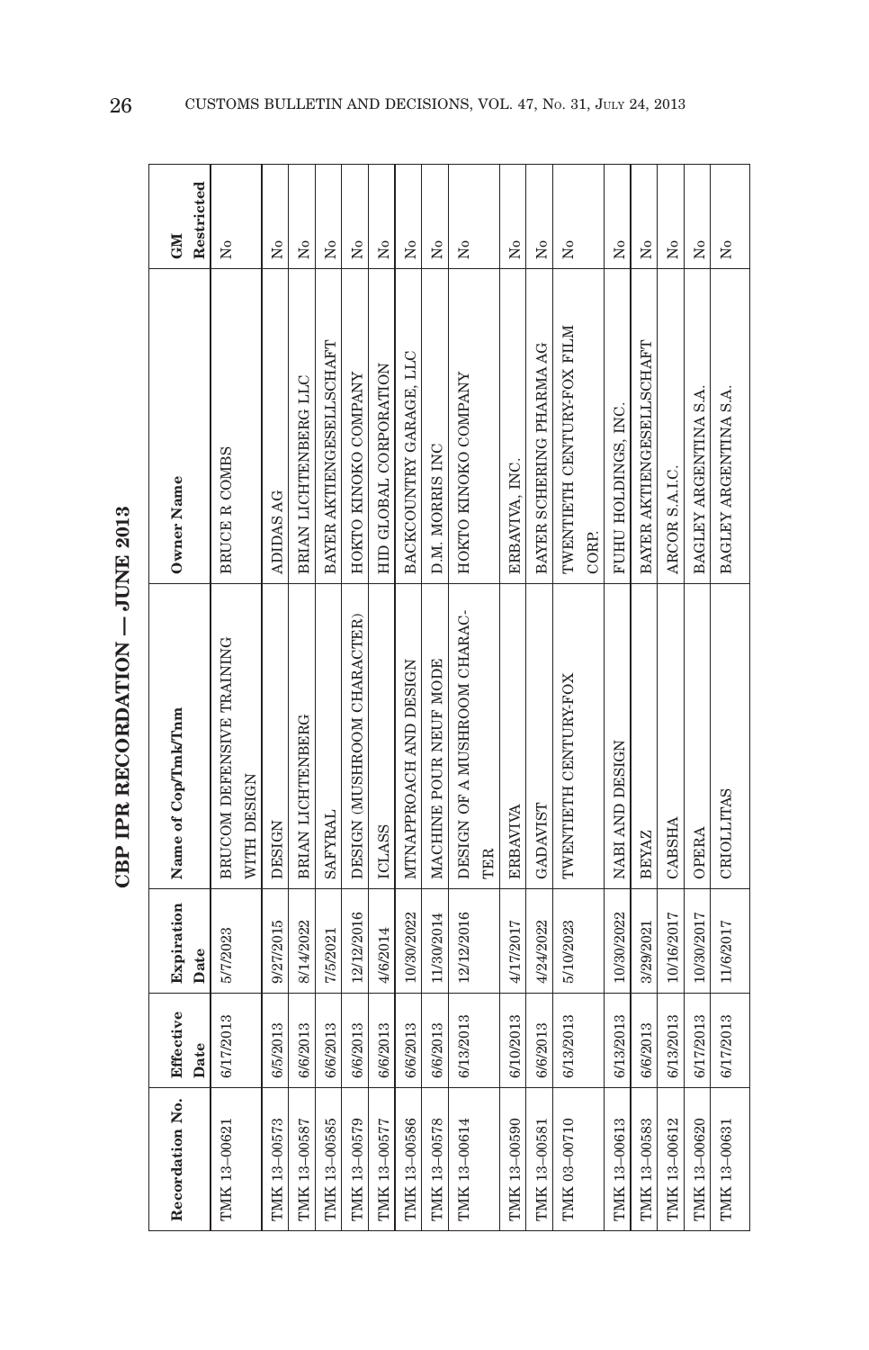# CBP IPR RECORDATION — JUNE 2013

| Recordation No. | Effective Date | Expiration Date | Name of Cop/Tmk/Tnm | Owner Name | GM Restricted |
|---|---|---|---|---|---|
| TMK 13–00621 | 6/17/2013 | 5/7/2023 | BRUCOM DEFENSIVE TRAINING WITH DESIGN | BRUCE R COMBS | No |
| TMK 13–00573 | 6/5/2013 | 9/27/2015 | DESIGN | ADIDAS AG | No |
| TMK 13–00587 | 6/6/2013 | 8/14/2022 | BRIAN LICHTENBERG | BRIAN LICHTENBERG LLC | No |
| TMK 13–00585 | 6/6/2013 | 7/5/2021 | SAFYRAL | BAYER AKTIENGESELLSCHAFT | No |
| TMK 13–00579 | 6/6/2013 | 12/12/2016 | DESIGN (MUSHROOM CHARACTER) | HOKTO KINOKO COMPANY | No |
| TMK 13–00577 | 6/6/2013 | 4/6/2014 | ICLASS | HID GLOBAL CORPORATION | No |
| TMK 13–00586 | 6/6/2013 | 10/30/2022 | MTNAPPROACH AND DESIGN | BACKCOUNTRY GARAGE, LLC | No |
| TMK 13–00578 | 6/6/2013 | 11/30/2014 | MACHINE POUR NEUF MODE | D.M. MORRIS INC | No |
| TMK 13–00614 | 6/13/2013 | 12/12/2016 | DESIGN OF A MUSHROOM CHARACTER | HOKTO KINOKO COMPANY | No |
| TMK 13–00590 | 6/10/2013 | 4/17/2017 | ERBAVIVA | ERBAVIVA, INC. | No |
| TMK 13–00581 | 6/6/2013 | 4/24/2022 | GADAVIST | BAYER SCHERING PHARMA AG | No |
| TMK 03–00710 | 6/13/2013 | 5/10/2023 | TWENTIETH CENTURY-FOX | TWENTIETH CENTURY-FOX FILM CORP. | No |
| TMK 13–00613 | 6/13/2013 | 10/30/2022 | NABI AND DESIGN | FUHU HOLDINGS, INC. | No |
| TMK 13–00583 | 6/6/2013 | 3/29/2021 | BEYAZ | BAYER AKTIENGESELLSCHAFT | No |
| TMK 13–00612 | 6/13/2013 | 10/16/2017 | CABSHA | ARCOR S.A.I.C. | No |
| TMK 13–00620 | 6/17/2013 | 10/30/2017 | OPERA | BAGLEY ARGENTINA S.A. | No |
| TMK 13–00631 | 6/17/2013 | 11/6/2017 | CRIOLLITAS | BAGLEY ARGENTINA S.A. | No |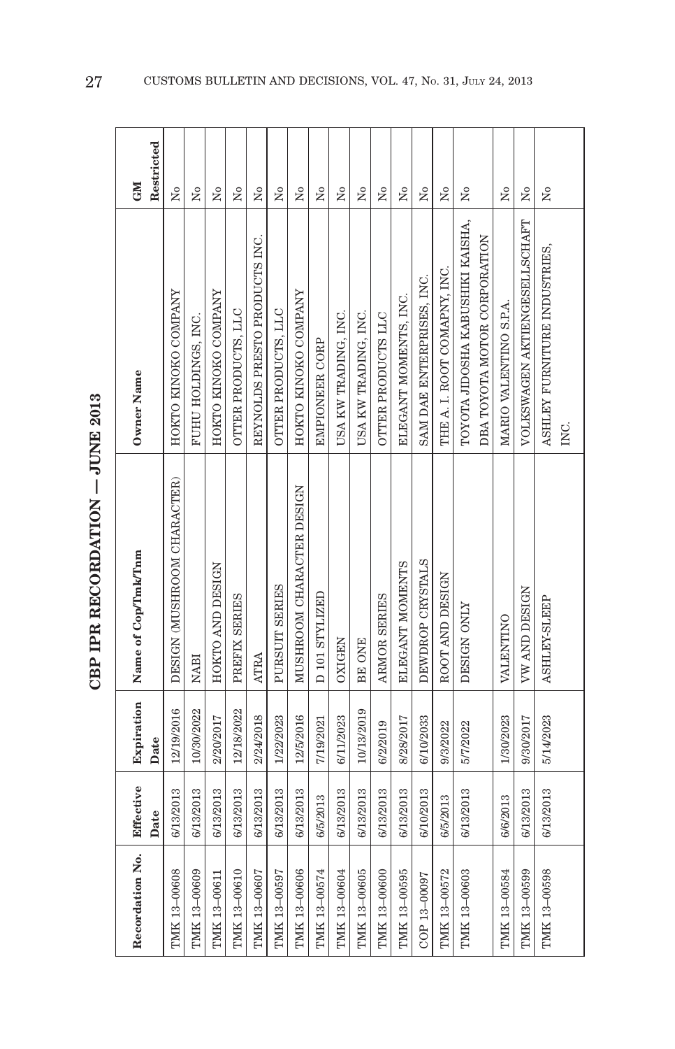# CBP IPR RECORDATION — JUNE 2013

| Recordation No. | Effective Date | Expiration Date | Name of Cop/Tmk/Tnm | Owner Name | GM Restricted |
|---|---|---|---|---|---|
| TMK 13–00608 | 6/13/2013 | 12/19/2016 | DESIGN (MUSHROOM CHARACTER) | HOKTO KINOKO COMPANY | No |
| TMK 13–00609 | 6/13/2013 | 10/30/2022 | NABI | FUHU HOLDINGS, INC. | No |
| TMK 13–00611 | 6/13/2013 | 2/20/2017 | HOKTO AND DESIGN | HOKTO KINOKO COMPANY | No |
| TMK 13–00610 | 6/13/2013 | 12/18/2022 | PREFIX SERIES | OTTER PRODUCTS, LLC | No |
| TMK 13–00607 | 6/13/2013 | 2/24/2018 | ATRA | REYNOLDS PRESTO PRODUCTS INC. | No |
| TMK 13–00597 | 6/13/2013 | 1/22/2023 | PURSUIT SERIES | OTTER PRODUCTS, LLC | No |
| TMK 13–00606 | 6/13/2013 | 12/5/2016 | MUSHROOM CHARACTER DESIGN | HOKTO KINOKO COMPANY | No |
| TMK 13–00574 | 6/5/2013 | 7/19/2021 | D 101 STYLIZED | EMPIONEER CORP | No |
| TMK 13–00604 | 6/13/2013 | 6/11/2023 | OXIGEN | USA KW TRADING, INC. | No |
| TMK 13–00605 | 6/13/2013 | 10/13/2019 | BE ONE | USA KW TRADING, INC. | No |
| TMK 13–00600 | 6/13/2013 | 6/2/2019 | ARMOR SERIES | OTTER PRODUCTS LLC | No |
| TMK 13–00595 | 6/13/2013 | 8/28/2017 | ELEGANT MOMENTS | ELEGANT MOMENTS, INC. | No |
| COP 13–00097 | 6/10/2013 | 6/10/2033 | DEWDROP CRYSTALS | SAM DAE ENTERPRISES, INC. | No |
| TMK 13–00572 | 6/5/2013 | 9/3/2022 | ROOT AND DESIGN | THE A. I. ROOT COMAPNY, INC. | No |
| TMK 13–00603 | 6/13/2013 | 5/7/2022 | DESIGN ONLY | TOYOTA JIDOSHA KABUSHIKI KAISHA, DBA TOYOTA MOTOR CORPORATION | No |
| TMK 13–00584 | 6/6/2013 | 1/30/2023 | VALENTINO | MARIO VALENTINO S.P.A. | No |
| TMK 13–00599 | 6/13/2013 | 9/30/2017 | VW AND DESIGN | VOLKSWAGEN AKTIENGESELLSCHAFT | No |
| TMK 13–00598 | 6/13/2013 | 5/14/2023 | ASHLEY-SLEEP | ASHLEY FURNITURE INDUSTRIES, INC. | No |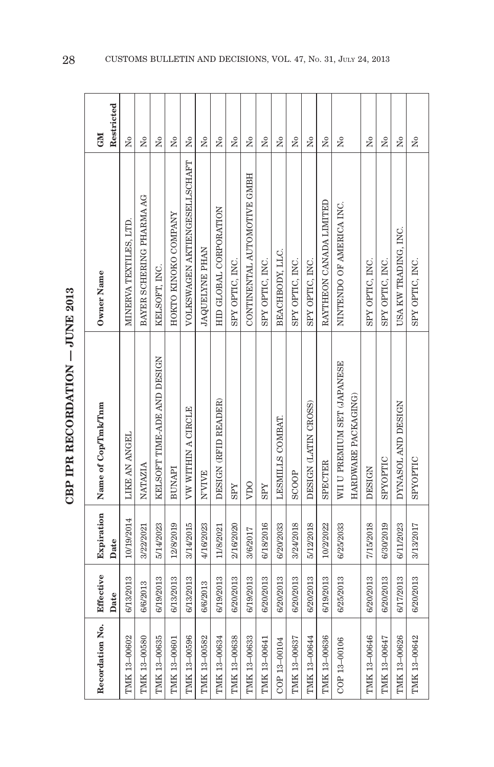# CBP IPR RECORDATION — JUNE 2013

| Recordation No. | Effective Date | Expiration Date | Name of Cop/Tmk/Tnm | Owner Name | GM Restricted |
|---|---|---|---|---|---|
| TMK 13–00602 | 6/13/2013 | 10/19/2014 | LIKE AN ANGEL | MINERVA TEXTILES, LTD. | No |
| TMK 13–00580 | 6/6/2013 | 3/22/2021 | NATAZIA | BAYER SCHERING PHARMA AG | No |
| TMK 13–00635 | 6/19/2013 | 5/14/2023 | KELSOFT TIME-ADE AND DESIGN | KELSOFT, INC. | No |
| TMK 13–00601 | 6/13/2013 | 12/8/2019 | BUNAPI | HOKTO KINOKO COMPANY | No |
| TMK 13–00596 | 6/13/2013 | 3/14/2015 | VW WITHIN A CIRCLE | VOLKSWAGEN AKTIENGESELLSCHAFT | No |
| TMK 13–00582 | 6/6/2013 | 4/16/2023 | N'VIVE | JAQUELYNE PHAN | No |
| TMK 13–00634 | 6/19/2013 | 11/8/2021 | DESIGN (RFID READER) | HID GLOBAL CORPORATION | No |
| TMK 13–00638 | 6/20/2013 | 2/16/2020 | SPY | SPY OPTIC, INC. | No |
| TMK 13–00633 | 6/19/2013 | 3/6/2017 | VDO | CONTINENTAL AUTOMOTIVE GMBH | No |
| TMK 13–00641 | 6/20/2013 | 6/18/2016 | SPY | SPY OPTIC, INC. | No |
| COP 13–00104 | 6/20/2013 | 6/20/2033 | LESMILLS COMBAT. | BEACHBODY, LLC. | No |
| TMK 13–00637 | 6/20/2013 | 3/24/2018 | SCOOP | SPY OPTIC, INC. | No |
| TMK 13–00644 | 6/20/2013 | 5/12/2018 | DESIGN (LATIN CROSS) | SPY OPTIC, INC. | No |
| TMK 13–00636 | 6/19/2013 | 10/2/2022 | SPECTER | RAYTHEON CANADA LIMITED | No |
| COP 13–00106 | 6/25/2013 | 6/25/2033 | WII U PREMIUM SET (JAPANESE HARDWARE PACKAGING) | NINTENDO OF AMERICA INC. | No |
| TMK 13–00646 | 6/20/2013 | 7/15/2018 | DESIGN | SPY OPTIC, INC. | No |
| TMK 13–00647 | 6/20/2013 | 6/30/2019 | SPYOPTIC | SPY OPTIC, INC. | No |
| TMK 13–00626 | 6/17/2013 | 6/11/2023 | DYNASOL AND DESIGN | USA KW TRADING, INC. | No |
| TMK 13–00642 | 6/20/2013 | 3/13/2017 | SPYOPTIC | SPY OPTIC, INC. | No |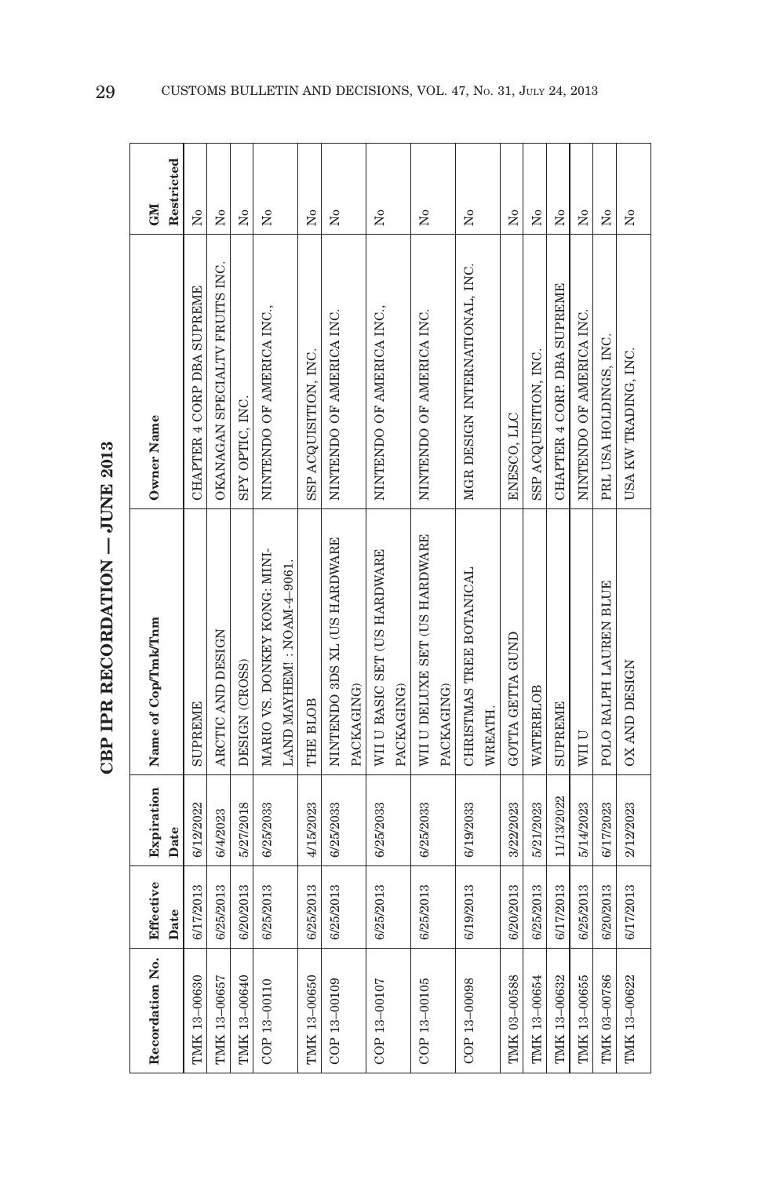# CBP IPR RECORDATION — JUNE 2013

| Recordation No. | Effective Date | Expiration Date | Name of Cop/Tmk/Tnm | Owner Name | GM Restricted |
|---|---|---|---|---|---|
| TMK 13–00630 | 6/17/2013 | 6/12/2022 | SUPREME | CHAPTER 4 CORP DBA SUPREME | No |
| TMK 13–00657 | 6/25/2013 | 6/4/2023 | ARCTIC AND DESIGN | OKANAGAN SPECIALTY FRUITS INC. | No |
| TMK 13–00640 | 6/20/2013 | 5/27/2018 | DESIGN (CROSS) | SPY OPTIC, INC. | No |
| COP 13–00110 | 6/25/2013 | 6/25/2033 | MARIO VS. DONKEY KONG: MINI-LAND MAYHEM! : NOAM-4–9061. | NINTENDO OF AMERICA INC., | No |
| TMK 13–00650 | 6/25/2013 | 4/15/2023 | THE BLOB | SSP ACQUISITION, INC. | No |
| COP 13–00109 | 6/25/2013 | 6/25/2033 | NINTENDO 3DS XL (US HARDWARE PACKAGING) | NINTENDO OF AMERICA INC. | No |
| COP 13–00107 | 6/25/2013 | 6/25/2033 | WII U BASIC SET (US HARDWARE PACKAGING) | NINTENDO OF AMERICA INC., | No |
| COP 13–00105 | 6/25/2013 | 6/25/2033 | WII U DELUXE SET (US HARDWARE PACKAGING) | NINTENDO OF AMERICA INC. | No |
| COP 13–00098 | 6/19/2013 | 6/19/2033 | CHRISTMAS TREE BOTANICAL WREATH. | MGR DESIGN INTERNATIONAL, INC. | No |
| TMK 03–00588 | 6/20/2013 | 3/22/2023 | GOTTA GETTA GUND | ENESCO, LLC | No |
| TMK 13–00654 | 6/25/2013 | 5/21/2023 | WATERBLOB | SSP ACQUISITION, INC. | No |
| TMK 13–00632 | 6/17/2013 | 11/13/2022 | SUPREME | CHAPTER 4 CORP. DBA SUPREME | No |
| TMK 13–00655 | 6/25/2013 | 5/14/2023 | WII U | NINTENDO OF AMERICA INC. | No |
| TMK 03–00786 | 6/20/2013 | 6/17/2023 | POLO RALPH LAUREN BLUE | PRL USA HOLDINGS, INC. | No |
| TMK 13–00622 | 6/17/2013 | 2/12/2023 | OX AND DESIGN | USA KW TRADING, INC. | No |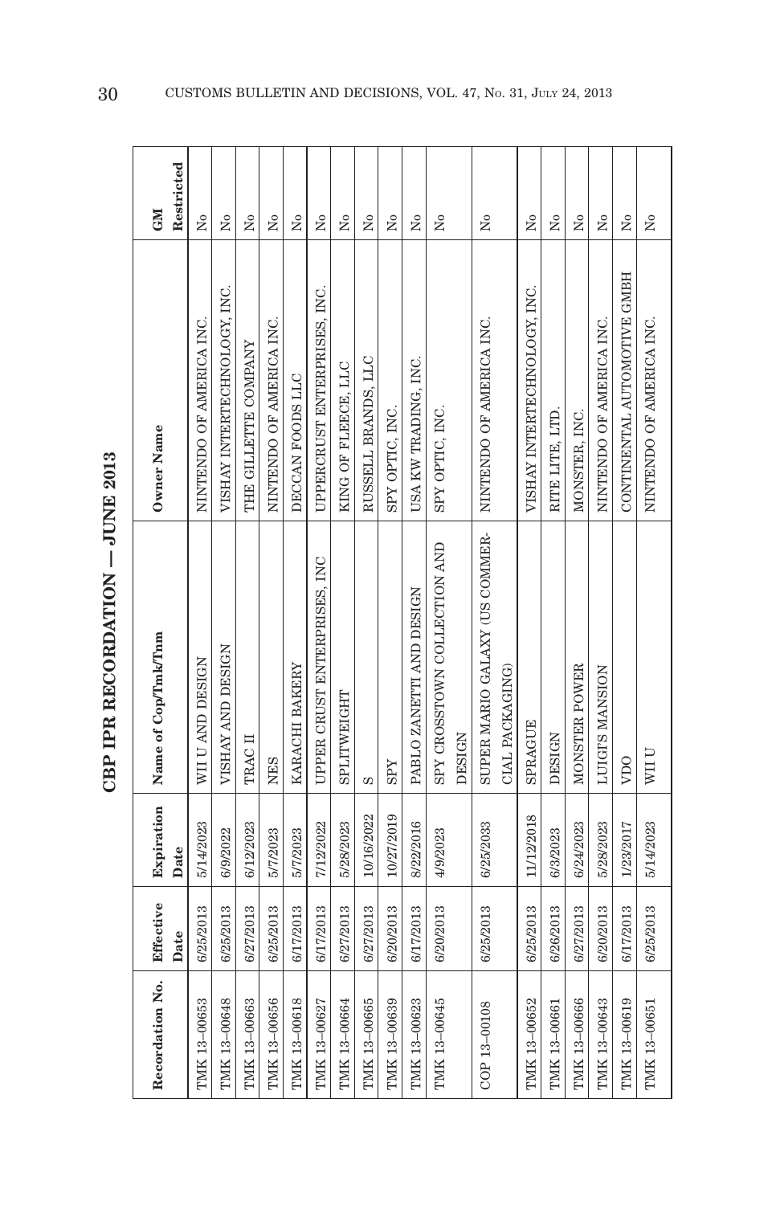# CBP IPR RECORDATION — JUNE 2013

| Recordation No. | Effective Date | Expiration Date | Name of Cop/Tmk/Tnm | Owner Name | GM Restricted |
|---|---|---|---|---|---|
| TMK 13–00653 | 6/25/2013 | 5/14/2023 | WII U AND DESIGN | NINTENDO OF AMERICA INC. | No |
| TMK 13–00648 | 6/25/2013 | 6/9/2022 | VISHAY AND DESIGN | VISHAY INTERTECHNOLOGY, INC. | No |
| TMK 13–00663 | 6/27/2013 | 6/12/2023 | TRAC II | THE GILLETTE COMPANY | No |
| TMK 13–00656 | 6/25/2013 | 5/7/2023 | NES | NINTENDO OF AMERICA INC. | No |
| TMK 13–00618 | 6/17/2013 | 5/7/2023 | KARACHI BAKERY | DECCAN FOODS LLC | No |
| TMK 13–00627 | 6/17/2013 | 7/12/2022 | UPPER CRUST ENTERPRISES, INC | UPPERCRUST ENTERPRISES, INC. | No |
| TMK 13–00664 | 6/27/2013 | 5/28/2023 | SPLITWEIGHT | KING OF FLEECE, LLC | No |
| TMK 13–00665 | 6/27/2013 | 10/16/2022 | S | RUSSELL BRANDS, LLC | No |
| TMK 13–00639 | 6/20/2013 | 10/27/2019 | SPY | SPY OPTIC, INC. | No |
| TMK 13–00623 | 6/17/2013 | 8/22/2016 | PABLO ZANETTI AND DESIGN | USA KW TRADING, INC. | No |
| TMK 13–00645 | 6/20/2013 | 4/9/2023 | SPY CROSSTOWN COLLECTION AND DESIGN | SPY OPTIC, INC. | No |
| COP 13–00108 | 6/25/2013 | 6/25/2033 | SUPER MARIO GALAXY (US COMMERCIAL PACKAGING) | NINTENDO OF AMERICA INC. | No |
| TMK 13–00652 | 6/25/2013 | 11/12/2018 | SPRAGUE | VISHAY INTERTECHNOLOGY, INC. | No |
| TMK 13–00661 | 6/26/2013 | 6/3/2023 | DESIGN | RITE LITE, LTD. | No |
| TMK 13–00666 | 6/27/2013 | 6/24/2023 | MONSTER POWER | MONSTER, INC. | No |
| TMK 13–00643 | 6/20/2013 | 5/28/2023 | LUIGI'S MANSION | NINTENDO OF AMERICA INC. | No |
| TMK 13–00619 | 6/17/2013 | 1/23/2017 | VDO | CONTINENTAL AUTOMOTIVE GMBH | No |
| TMK 13–00651 | 6/25/2013 | 5/14/2023 | WII U | NINTENDO OF AMERICA INC. | No |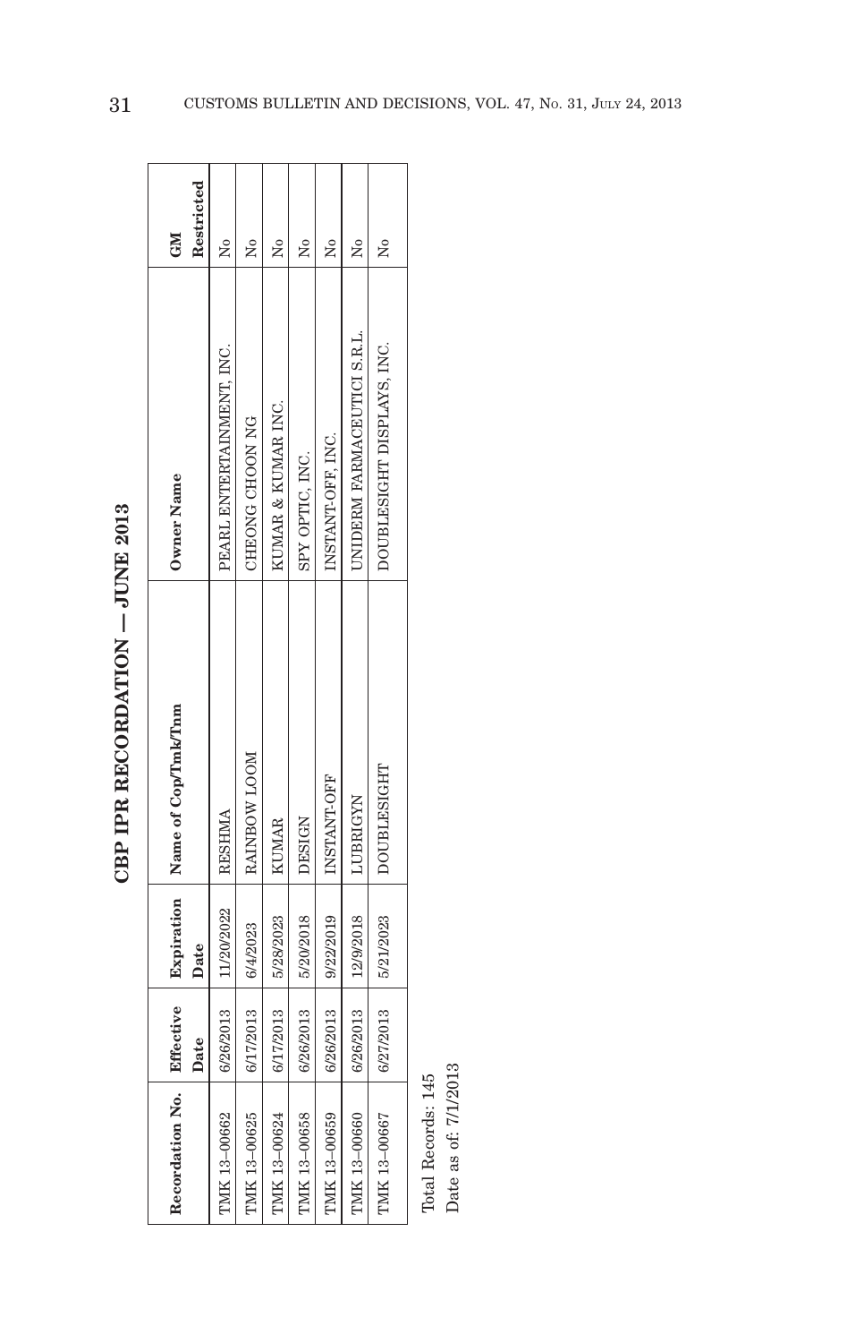# CBP IPR RECORDATION — JUNE 2013

| Recordation No. | Effective Date | Expiration Date | Name of Cop/Tmk/Tnm | Owner Name | GM Restricted |
|---|---|---|---|---|---|
| TMK 13-00662 | 6/26/2013 | 11/20/2022 | RESHMA | PEARL ENTERTAINMENT, INC. | No |
| TMK 13-00625 | 6/17/2013 | 6/4/2023 | RAINBOW LOOM | CHEONG CHOON NG | No |
| TMK 13-00624 | 6/17/2013 | 5/28/2023 | KUMAR | KUMAR & KUMAR INC. | No |
| TMK 13-00658 | 6/26/2013 | 5/20/2018 | DESIGN | SPY OPTIC, INC. | No |
| TMK 13-00659 | 6/26/2013 | 9/22/2019 | INSTANT-OFF | INSTANT-OFF, INC. | No |
| TMK 13-00660 | 6/26/2013 | 12/9/2018 | LUBRIGYN | UNIDERM FARMACEUTICI S.R.L. | No |
| TMK 13-00667 | 6/27/2013 | 5/21/2023 | DOUBLESIGHT | DOUBLESIGHT DISPLAYS, INC. | No |

Total Records: 145

Date as of: 7/1/2013